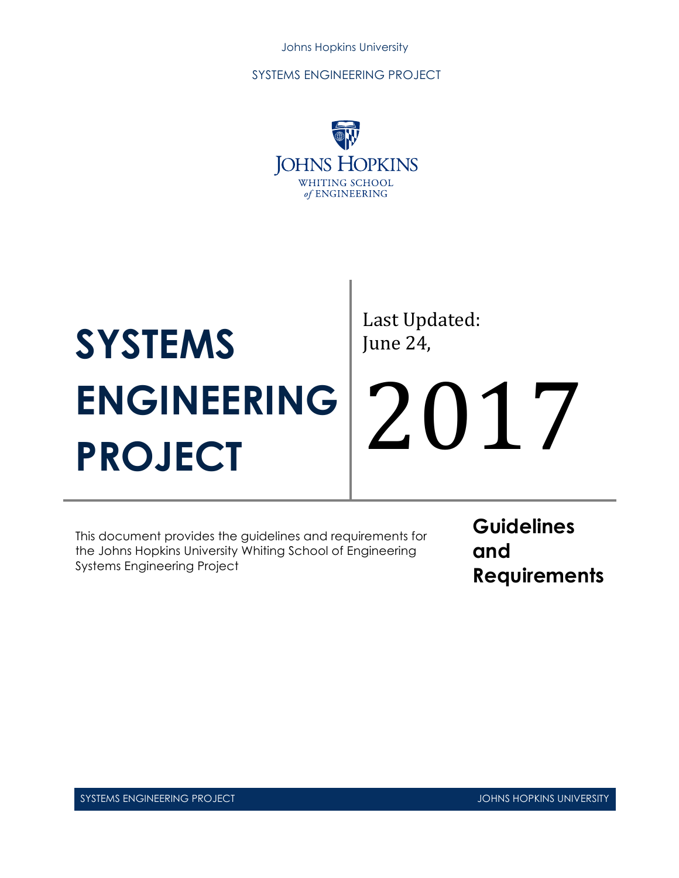Johns Hopkins University

SYSTEMS ENGINEERING PROJECT

JOHNS HOPKINS
WHITING SCHOOL
*of* ENGINEERING

# SYSTEMS ENGINEERING PROJECT

Last Updated:
June 24,

2017

This document provides the guidelines and requirements for the Johns Hopkins University Whiting School of Engineering Systems Engineering Project

## Guidelines and Requirements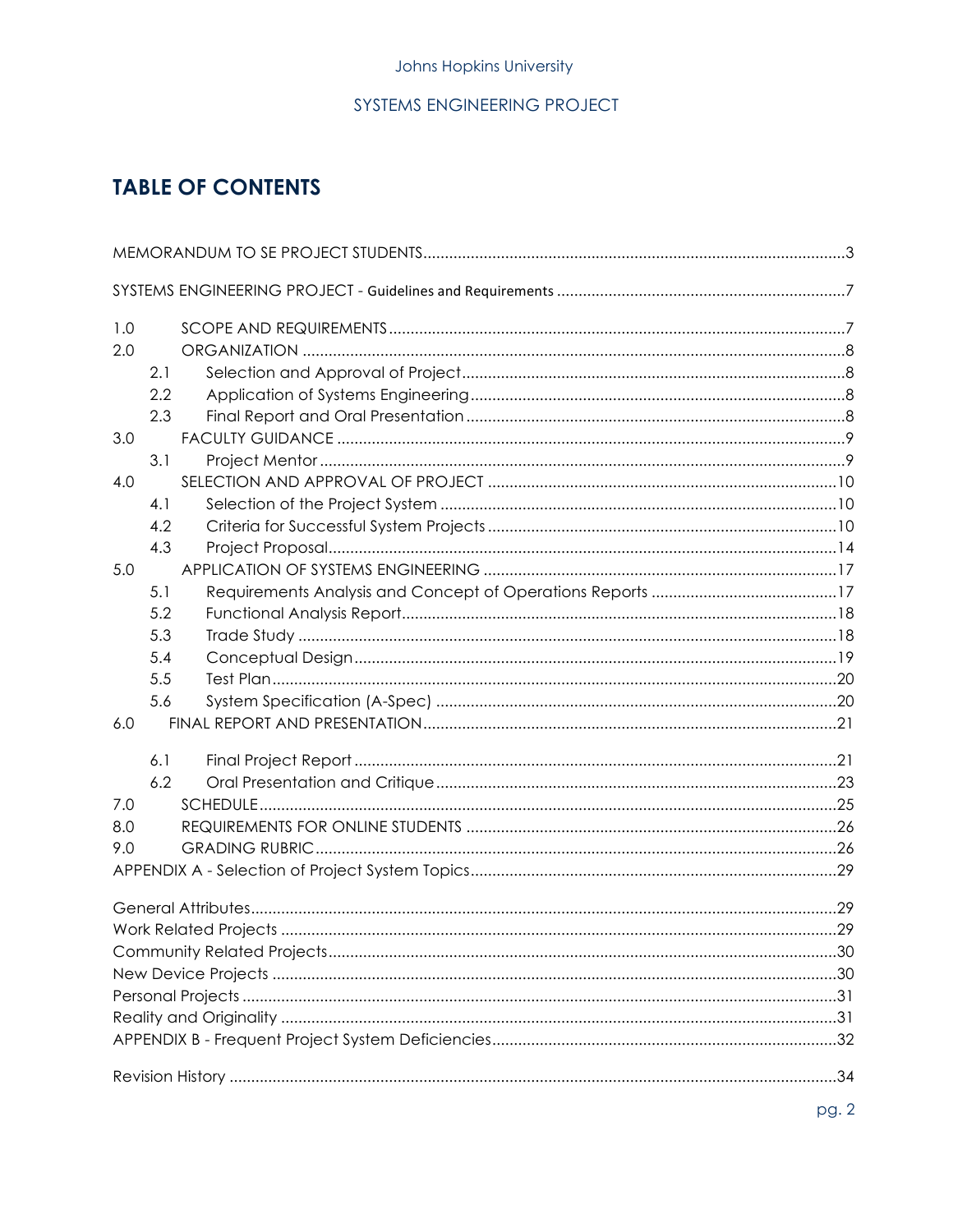# TABLE OF CONTENTS

MEMORANDUM TO SE PROJECT STUDENTS ........................................................................ 3

SYSTEMS ENGINEERING PROJECT - Guidelines and Requirements ........................................ 7

1.0 SCOPE AND REQUIREMENTS ........................................................................ 7

2.0 ORGANIZATION ........................................................................ 8

- 2.1 Selection and Approval of Project ........................................................................ 8
- 2.2 Application of Systems Engineering ........................................................................ 8
- 2.3 Final Report and Oral Presentation ........................................................................ 8

3.0 FACULTY GUIDANCE ........................................................................ 9

- 3.1 Project Mentor ........................................................................ 9

4.0 SELECTION AND APPROVAL OF PROJECT ........................................................................ 10

- 4.1 Selection of the Project System ........................................................................ 10
- 4.2 Criteria for Successful System Projects ........................................................................ 10
- 4.3 Project Proposal ........................................................................ 14

5.0 APPLICATION OF SYSTEMS ENGINEERING ........................................................................ 17

- 5.1 Requirements Analysis and Concept of Operations Reports ........................................ 17
- 5.2 Functional Analysis Report ........................................................................ 18
- 5.3 Trade Study ........................................................................ 18
- 5.4 Conceptual Design ........................................................................ 19
- 5.5 Test Plan ........................................................................ 20
- 5.6 System Specification (A-Spec) ........................................................................ 20

6.0 FINAL REPORT AND PRESENTATION ........................................................................ 21

- 6.1 Final Project Report ........................................................................ 21
- 6.2 Oral Presentation and Critique ........................................................................ 23

7.0 SCHEDULE ........................................................................ 25

8.0 REQUIREMENTS FOR ONLINE STUDENTS ........................................................................ 26

9.0 GRADING RUBRIC ........................................................................ 26

APPENDIX A - Selection of Project System Topics ........................................................................ 29

General Attributes ........................................................................ 29

Work Related Projects ........................................................................ 29

Community Related Projects ........................................................................ 30

New Device Projects ........................................................................ 30

Personal Projects ........................................................................ 31

Reality and Originality ........................................................................ 31

APPENDIX B - Frequent Project System Deficiencies ........................................................................ 32

Revision History ........................................................................ 34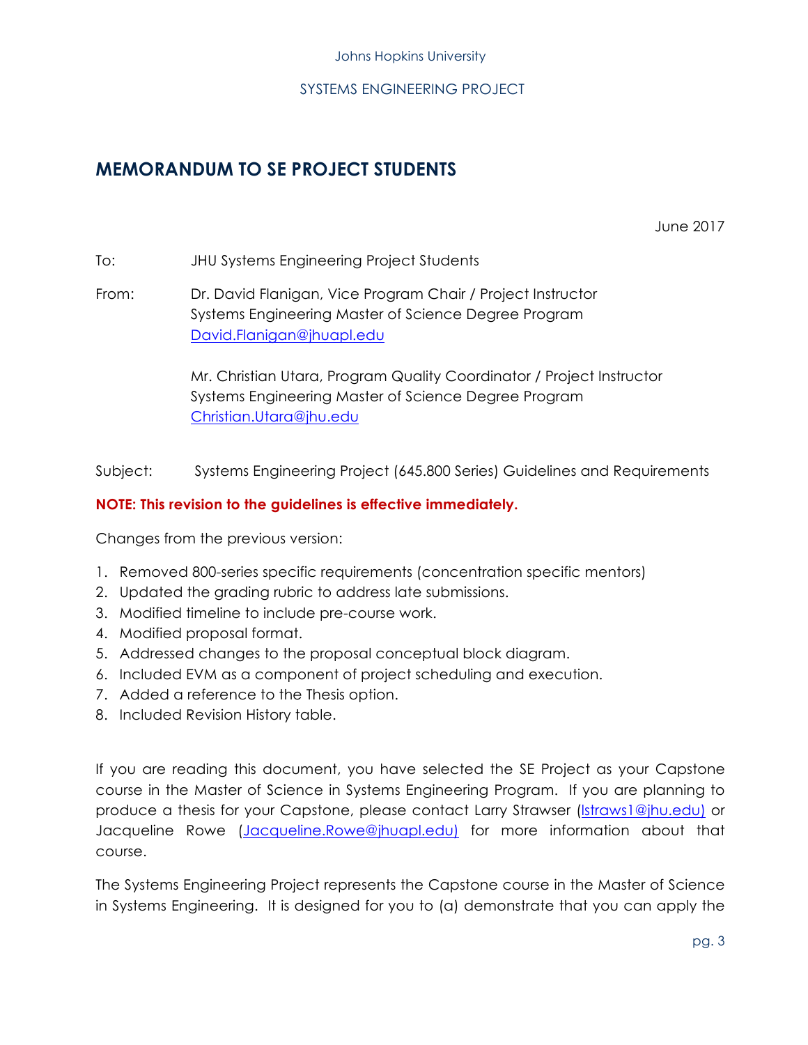Johns Hopkins University

SYSTEMS ENGINEERING PROJECT

## MEMORANDUM TO SE PROJECT STUDENTS

June 2017

To: JHU Systems Engineering Project Students

From: Dr. David Flanigan, Vice Program Chair / Project Instructor
Systems Engineering Master of Science Degree Program
David.Flanigan@jhuapl.edu

Mr. Christian Utara, Program Quality Coordinator / Project Instructor
Systems Engineering Master of Science Degree Program
Christian.Utara@jhu.edu

Subject: Systems Engineering Project (645.800 Series) Guidelines and Requirements

**NOTE: This revision to the guidelines is effective immediately.**

Changes from the previous version:

1. Removed 800-series specific requirements (concentration specific mentors)
2. Updated the grading rubric to address late submissions.
3. Modified timeline to include pre-course work.
4. Modified proposal format.
5. Addressed changes to the proposal conceptual block diagram.
6. Included EVM as a component of project scheduling and execution.
7. Added a reference to the Thesis option.
8. Included Revision History table.

If you are reading this document, you have selected the SE Project as your Capstone course in the Master of Science in Systems Engineering Program. If you are planning to produce a thesis for your Capstone, please contact Larry Strawser (lstraws1@jhu.edu) or Jacqueline Rowe (Jacqueline.Rowe@jhuapl.edu) for more information about that course.

The Systems Engineering Project represents the Capstone course in the Master of Science in Systems Engineering. It is designed for you to (a) demonstrate that you can apply the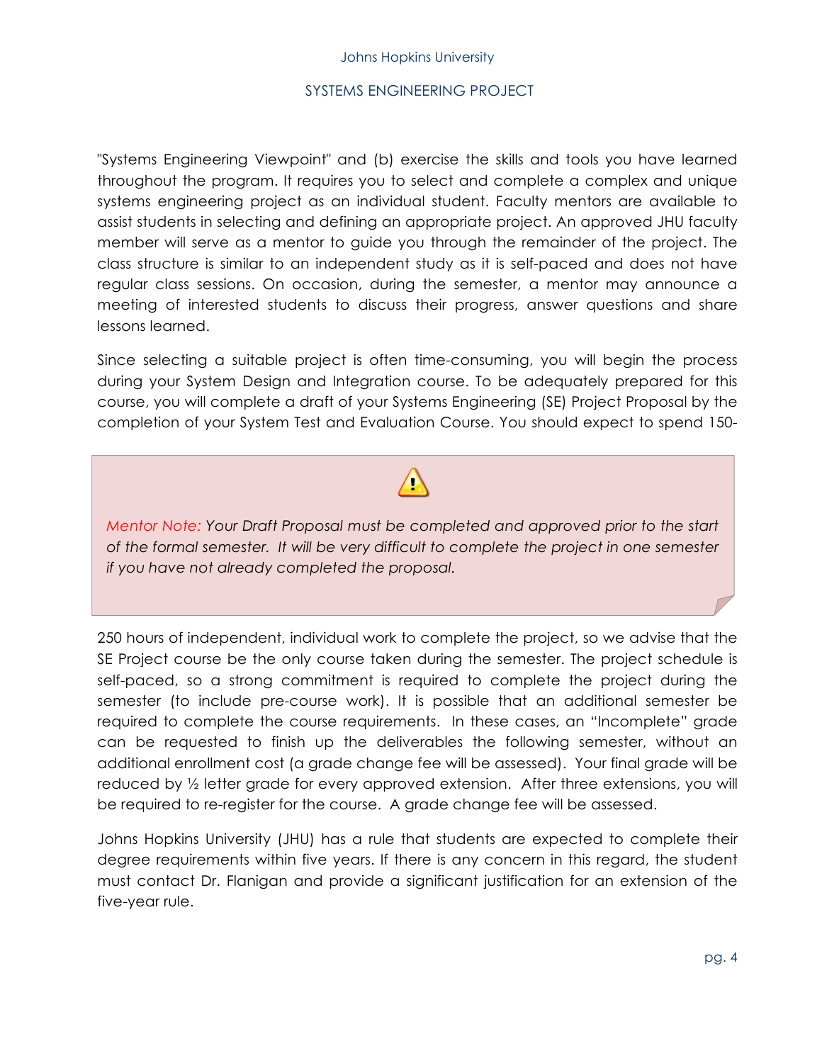"Systems Engineering Viewpoint" and (b) exercise the skills and tools you have learned throughout the program. It requires you to select and complete a complex and unique systems engineering project as an individual student. Faculty mentors are available to assist students in selecting and defining an appropriate project. An approved JHU faculty member will serve as a mentor to guide you through the remainder of the project. The class structure is similar to an independent study as it is self-paced and does not have regular class sessions. On occasion, during the semester, a mentor may announce a meeting of interested students to discuss their progress, answer questions and share lessons learned.

Since selecting a suitable project is often time-consuming, you will begin the process during your System Design and Integration course. To be adequately prepared for this course, you will complete a draft of your Systems Engineering (SE) Project Proposal by the completion of your System Test and Evaluation Course. You should expect to spend 150-250 hours of independent, individual work to complete the project, so we advise that the SE Project course be the only course taken during the semester. The project schedule is self-paced, so a strong commitment is required to complete the project during the semester (to include pre-course work). It is possible that an additional semester be required to complete the course requirements. In these cases, an "Incomplete" grade can be requested to finish up the deliverables the following semester, without an additional enrollment cost (a grade change fee will be assessed). Your final grade will be reduced by ½ letter grade for every approved extension. After three extensions, you will be required to re-register for the course. A grade change fee will be assessed.

> *Mentor Note: Your Draft Proposal must be completed and approved prior to the start of the formal semester. It will be very difficult to complete the project in one semester if you have not already completed the proposal.*

Johns Hopkins University (JHU) has a rule that students are expected to complete their degree requirements within five years. If there is any concern in this regard, the student must contact Dr. Flanigan and provide a significant justification for an extension of the five-year rule.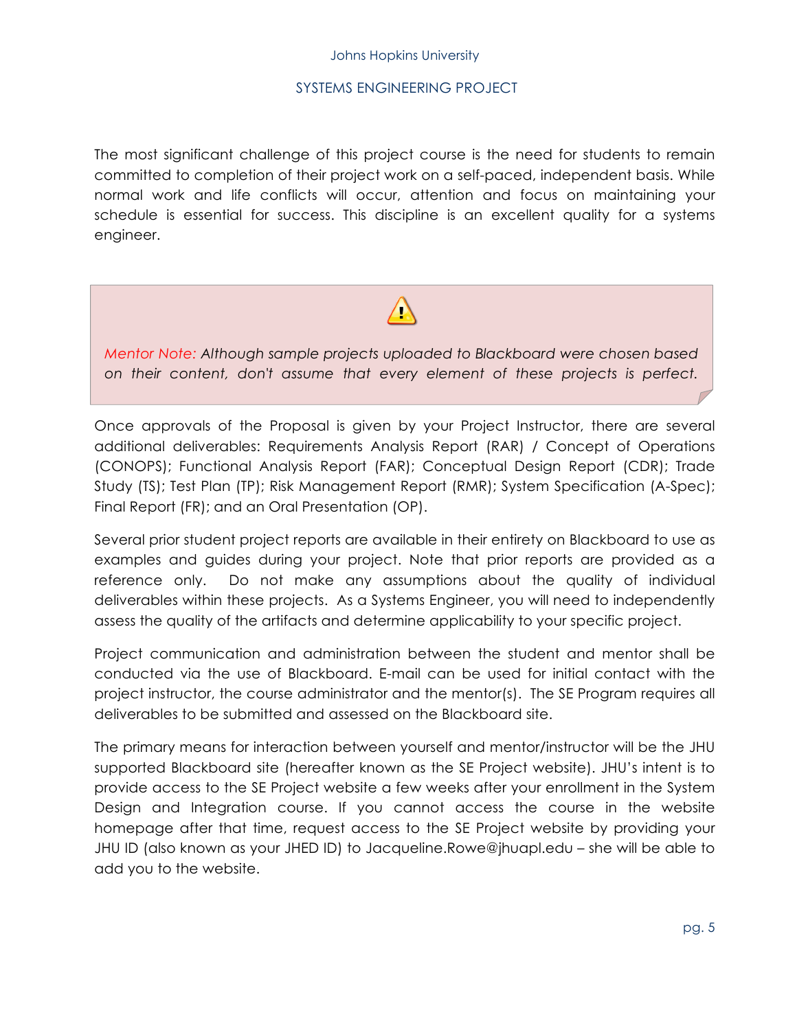The most significant challenge of this project course is the need for students to remain committed to completion of their project work on a self-paced, independent basis. While normal work and life conflicts will occur, attention and focus on maintaining your schedule is essential for success. This discipline is an excellent quality for a systems engineer.

> *Mentor Note: Although sample projects uploaded to Blackboard were chosen based on their content, don't assume that every element of these projects is perfect.*

Once approvals of the Proposal is given by your Project Instructor, there are several additional deliverables: Requirements Analysis Report (RAR) / Concept of Operations (CONOPS); Functional Analysis Report (FAR); Conceptual Design Report (CDR); Trade Study (TS); Test Plan (TP); Risk Management Report (RMR); System Specification (A-Spec); Final Report (FR); and an Oral Presentation (OP).

Several prior student project reports are available in their entirety on Blackboard to use as examples and guides during your project. Note that prior reports are provided as a reference only. Do not make any assumptions about the quality of individual deliverables within these projects. As a Systems Engineer, you will need to independently assess the quality of the artifacts and determine applicability to your specific project.

Project communication and administration between the student and mentor shall be conducted via the use of Blackboard. E-mail can be used for initial contact with the project instructor, the course administrator and the mentor(s). The SE Program requires all deliverables to be submitted and assessed on the Blackboard site.

The primary means for interaction between yourself and mentor/instructor will be the JHU supported Blackboard site (hereafter known as the SE Project website). JHU's intent is to provide access to the SE Project website a few weeks after your enrollment in the System Design and Integration course. If you cannot access the course in the website homepage after that time, request access to the SE Project website by providing your JHU ID (also known as your JHED ID) to Jacqueline.Rowe@jhuapl.edu – she will be able to add you to the website.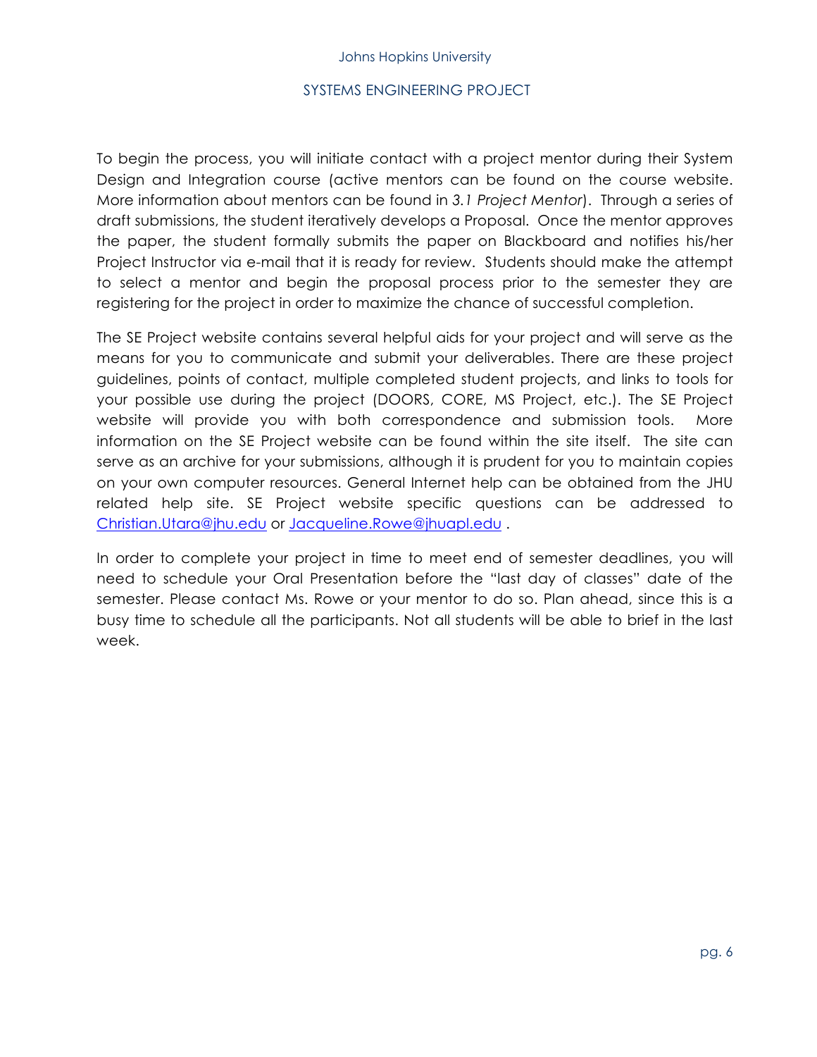To begin the process, you will initiate contact with a project mentor during their System Design and Integration course (active mentors can be found on the course website. More information about mentors can be found in *3.1 Project Mentor*). Through a series of draft submissions, the student iteratively develops a Proposal. Once the mentor approves the paper, the student formally submits the paper on Blackboard and notifies his/her Project Instructor via e-mail that it is ready for review. Students should make the attempt to select a mentor and begin the proposal process prior to the semester they are registering for the project in order to maximize the chance of successful completion.

The SE Project website contains several helpful aids for your project and will serve as the means for you to communicate and submit your deliverables. There are these project guidelines, points of contact, multiple completed student projects, and links to tools for your possible use during the project (DOORS, CORE, MS Project, etc.). The SE Project website will provide you with both correspondence and submission tools. More information on the SE Project website can be found within the site itself. The site can serve as an archive for your submissions, although it is prudent for you to maintain copies on your own computer resources. General Internet help can be obtained from the JHU related help site. SE Project website specific questions can be addressed to Christian.Utara@jhu.edu or Jacqueline.Rowe@jhuapl.edu .

In order to complete your project in time to meet end of semester deadlines, you will need to schedule your Oral Presentation before the "last day of classes" date of the semester. Please contact Ms. Rowe or your mentor to do so. Plan ahead, since this is a busy time to schedule all the participants. Not all students will be able to brief in the last week.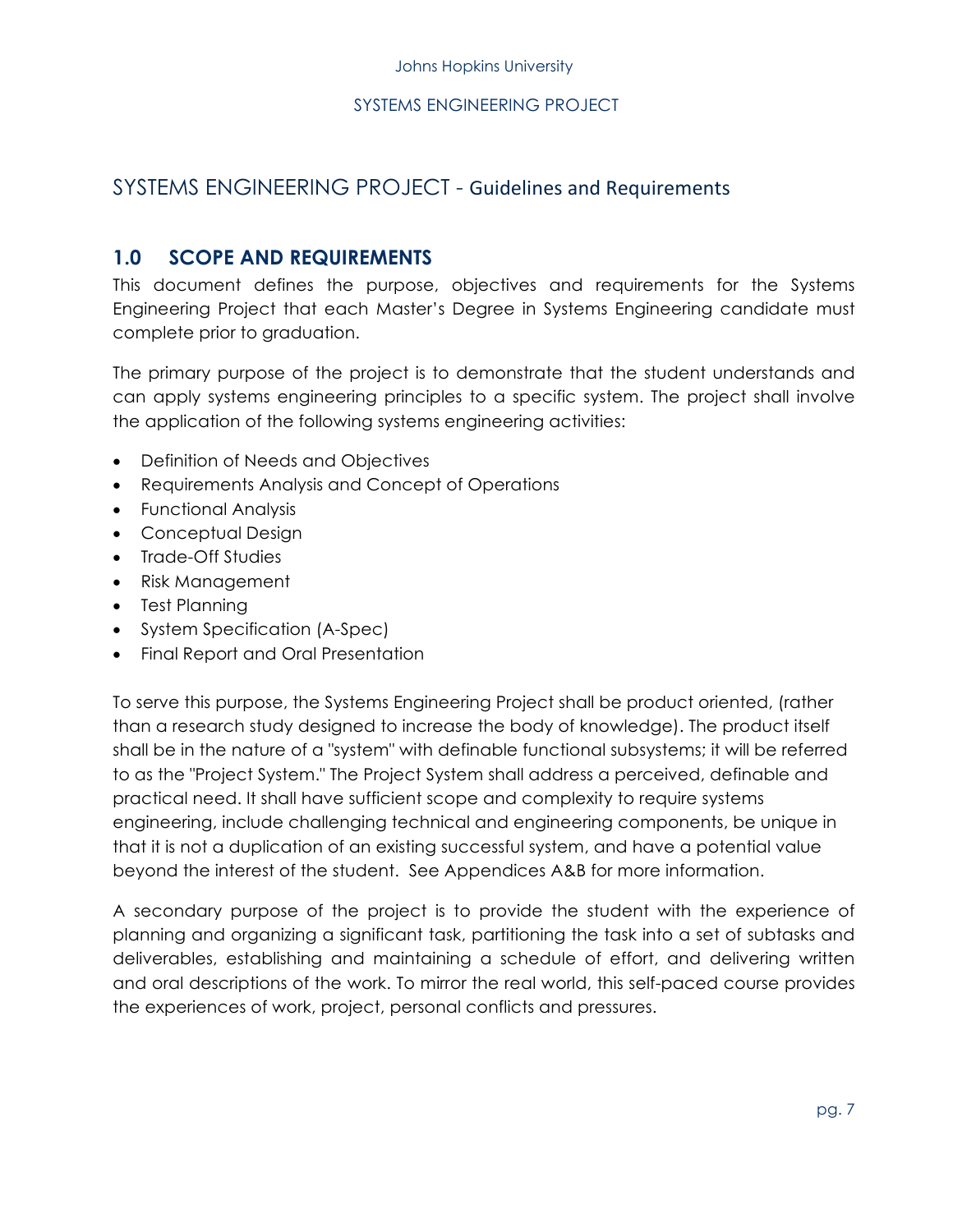# SYSTEMS ENGINEERING PROJECT - Guidelines and Requirements

## 1.0 SCOPE AND REQUIREMENTS

This document defines the purpose, objectives and requirements for the Systems Engineering Project that each Master's Degree in Systems Engineering candidate must complete prior to graduation.

The primary purpose of the project is to demonstrate that the student understands and can apply systems engineering principles to a specific system. The project shall involve the application of the following systems engineering activities:

- Definition of Needs and Objectives
- Requirements Analysis and Concept of Operations
- Functional Analysis
- Conceptual Design
- Trade-Off Studies
- Risk Management
- Test Planning
- System Specification (A-Spec)
- Final Report and Oral Presentation

To serve this purpose, the Systems Engineering Project shall be product oriented, (rather than a research study designed to increase the body of knowledge). The product itself shall be in the nature of a "system" with definable functional subsystems; it will be referred to as the "Project System." The Project System shall address a perceived, definable and practical need. It shall have sufficient scope and complexity to require systems engineering, include challenging technical and engineering components, be unique in that it is not a duplication of an existing successful system, and have a potential value beyond the interest of the student. See Appendices A&B for more information.

A secondary purpose of the project is to provide the student with the experience of planning and organizing a significant task, partitioning the task into a set of subtasks and deliverables, establishing and maintaining a schedule of effort, and delivering written and oral descriptions of the work. To mirror the real world, this self-paced course provides the experiences of work, project, personal conflicts and pressures.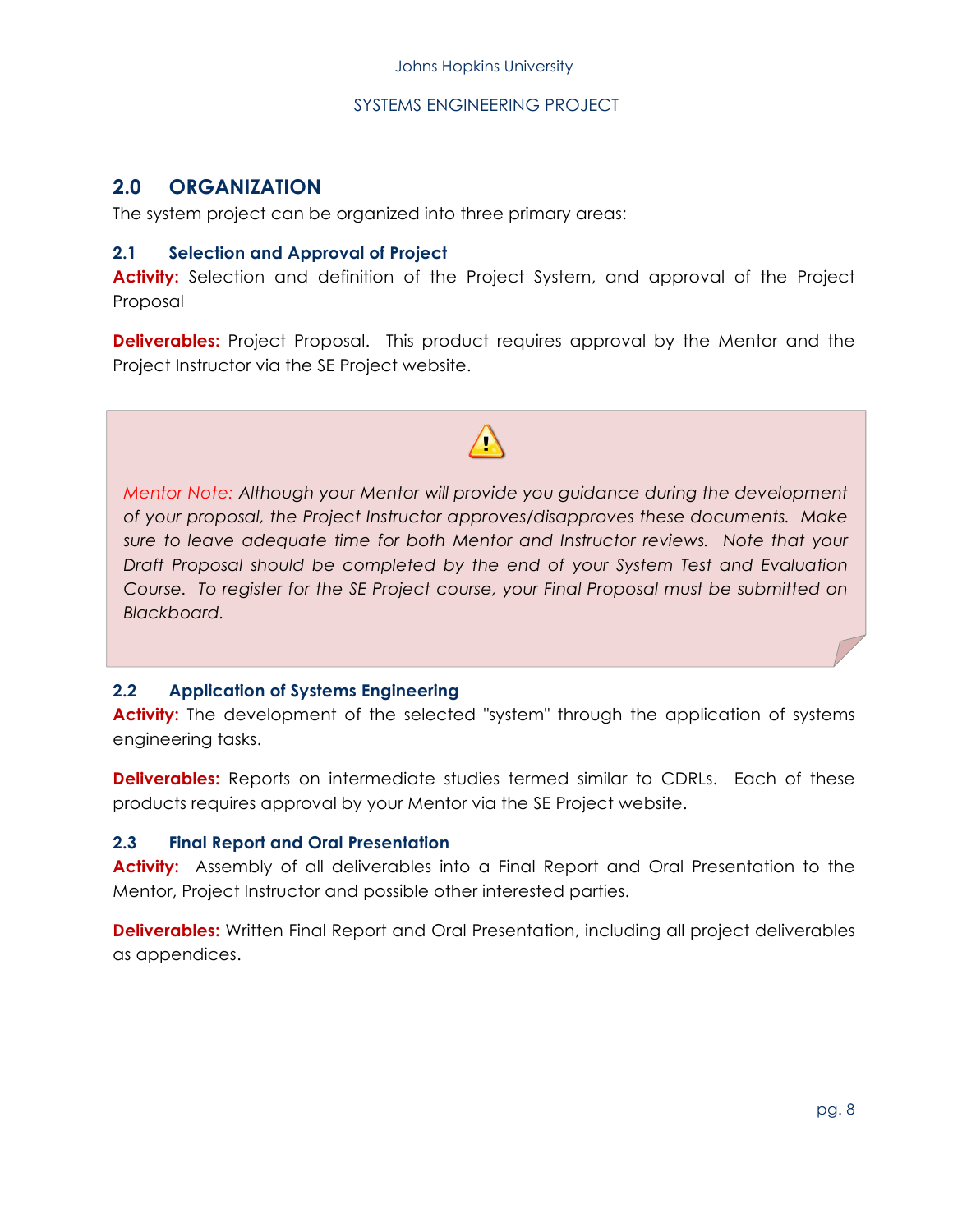## 2.0 ORGANIZATION

The system project can be organized into three primary areas:

### 2.1 Selection and Approval of Project

**Activity:** Selection and definition of the Project System, and approval of the Project Proposal

**Deliverables:** Project Proposal. This product requires approval by the Mentor and the Project Instructor via the SE Project website.

> ⚠
>
> *Mentor Note: Although your Mentor will provide you guidance during the development of your proposal, the Project Instructor approves/disapproves these documents. Make sure to leave adequate time for both Mentor and Instructor reviews. Note that your Draft Proposal should be completed by the end of your System Test and Evaluation Course. To register for the SE Project course, your Final Proposal must be submitted on Blackboard.*

### 2.2 Application of Systems Engineering

**Activity:** The development of the selected "system" through the application of systems engineering tasks.

**Deliverables:** Reports on intermediate studies termed similar to CDRLs. Each of these products requires approval by your Mentor via the SE Project website.

### 2.3 Final Report and Oral Presentation

**Activity:** Assembly of all deliverables into a Final Report and Oral Presentation to the Mentor, Project Instructor and possible other interested parties.

**Deliverables:** Written Final Report and Oral Presentation, including all project deliverables as appendices.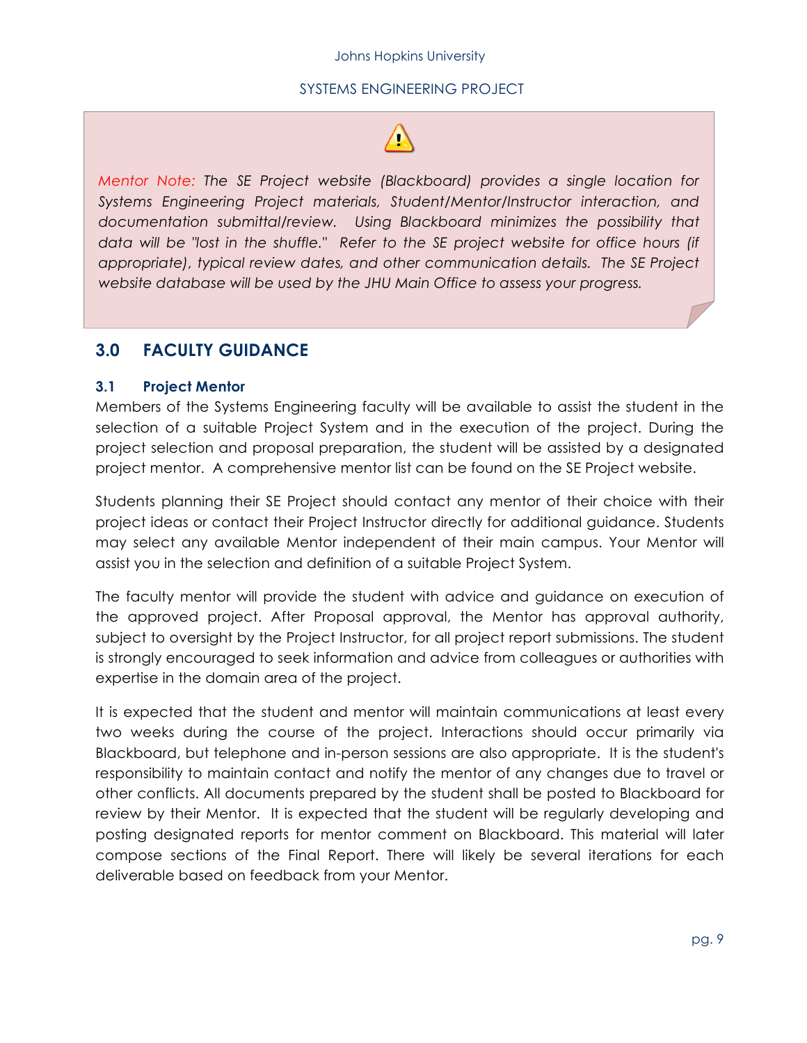> *Mentor Note: The SE Project website (Blackboard) provides a single location for Systems Engineering Project materials, Student/Mentor/Instructor interaction, and documentation submittal/review. Using Blackboard minimizes the possibility that data will be "lost in the shuffle." Refer to the SE project website for office hours (if appropriate), typical review dates, and other communication details. The SE Project website database will be used by the JHU Main Office to assess your progress.*

## 3.0 FACULTY GUIDANCE

### 3.1 Project Mentor

Members of the Systems Engineering faculty will be available to assist the student in the selection of a suitable Project System and in the execution of the project. During the project selection and proposal preparation, the student will be assisted by a designated project mentor. A comprehensive mentor list can be found on the SE Project website.

Students planning their SE Project should contact any mentor of their choice with their project ideas or contact their Project Instructor directly for additional guidance. Students may select any available Mentor independent of their main campus. Your Mentor will assist you in the selection and definition of a suitable Project System.

The faculty mentor will provide the student with advice and guidance on execution of the approved project. After Proposal approval, the Mentor has approval authority, subject to oversight by the Project Instructor, for all project report submissions. The student is strongly encouraged to seek information and advice from colleagues or authorities with expertise in the domain area of the project.

It is expected that the student and mentor will maintain communications at least every two weeks during the course of the project. Interactions should occur primarily via Blackboard, but telephone and in-person sessions are also appropriate. It is the student's responsibility to maintain contact and notify the mentor of any changes due to travel or other conflicts. All documents prepared by the student shall be posted to Blackboard for review by their Mentor. It is expected that the student will be regularly developing and posting designated reports for mentor comment on Blackboard. This material will later compose sections of the Final Report. There will likely be several iterations for each deliverable based on feedback from your Mentor.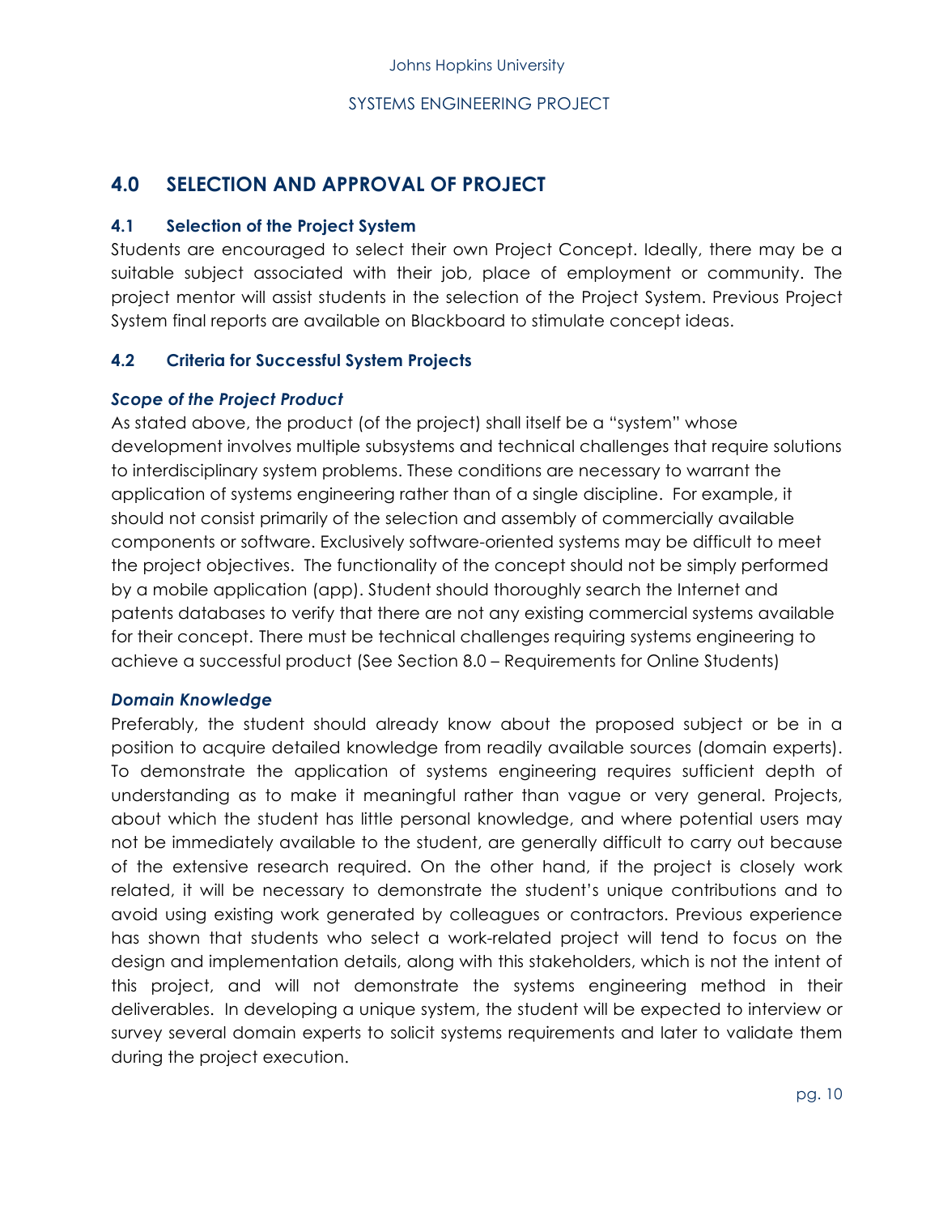## 4.0 SELECTION AND APPROVAL OF PROJECT

### 4.1 Selection of the Project System

Students are encouraged to select their own Project Concept. Ideally, there may be a suitable subject associated with their job, place of employment or community. The project mentor will assist students in the selection of the Project System. Previous Project System final reports are available on Blackboard to stimulate concept ideas.

### 4.2 Criteria for Successful System Projects

***Scope of the Project Product***

As stated above, the product (of the project) shall itself be a "system" whose development involves multiple subsystems and technical challenges that require solutions to interdisciplinary system problems. These conditions are necessary to warrant the application of systems engineering rather than of a single discipline. For example, it should not consist primarily of the selection and assembly of commercially available components or software. Exclusively software-oriented systems may be difficult to meet the project objectives. The functionality of the concept should not be simply performed by a mobile application (app). Student should thoroughly search the Internet and patents databases to verify that there are not any existing commercial systems available for their concept. There must be technical challenges requiring systems engineering to achieve a successful product (See Section 8.0 – Requirements for Online Students)

***Domain Knowledge***

Preferably, the student should already know about the proposed subject or be in a position to acquire detailed knowledge from readily available sources (domain experts). To demonstrate the application of systems engineering requires sufficient depth of understanding as to make it meaningful rather than vague or very general. Projects, about which the student has little personal knowledge, and where potential users may not be immediately available to the student, are generally difficult to carry out because of the extensive research required. On the other hand, if the project is closely work related, it will be necessary to demonstrate the student's unique contributions and to avoid using existing work generated by colleagues or contractors. Previous experience has shown that students who select a work-related project will tend to focus on the design and implementation details, along with this stakeholders, which is not the intent of this project, and will not demonstrate the systems engineering method in their deliverables. In developing a unique system, the student will be expected to interview or survey several domain experts to solicit systems requirements and later to validate them during the project execution.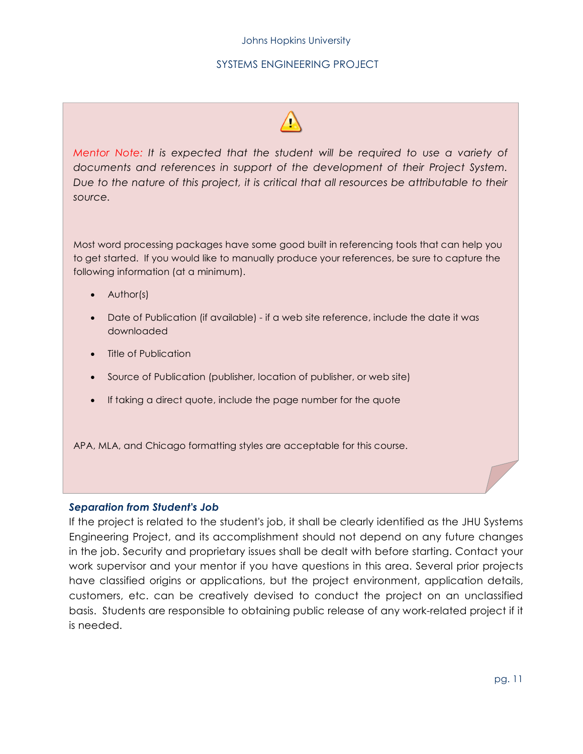⚠️

*Mentor Note: It is expected that the student will be required to use a variety of documents and references in support of the development of their Project System. Due to the nature of this project, it is critical that all resources be attributable to their source.*

Most word processing packages have some good built in referencing tools that can help you to get started. If you would like to manually produce your references, be sure to capture the following information (at a minimum).

- Author(s)
- Date of Publication (if available) - if a web site reference, include the date it was downloaded
- Title of Publication
- Source of Publication (publisher, location of publisher, or web site)
- If taking a direct quote, include the page number for the quote

APA, MLA, and Chicago formatting styles are acceptable for this course.

### *Separation from Student's Job*

If the project is related to the student's job, it shall be clearly identified as the JHU Systems Engineering Project, and its accomplishment should not depend on any future changes in the job. Security and proprietary issues shall be dealt with before starting. Contact your work supervisor and your mentor if you have questions in this area. Several prior projects have classified origins or applications, but the project environment, application details, customers, etc. can be creatively devised to conduct the project on an unclassified basis. Students are responsible to obtaining public release of any work-related project if it is needed.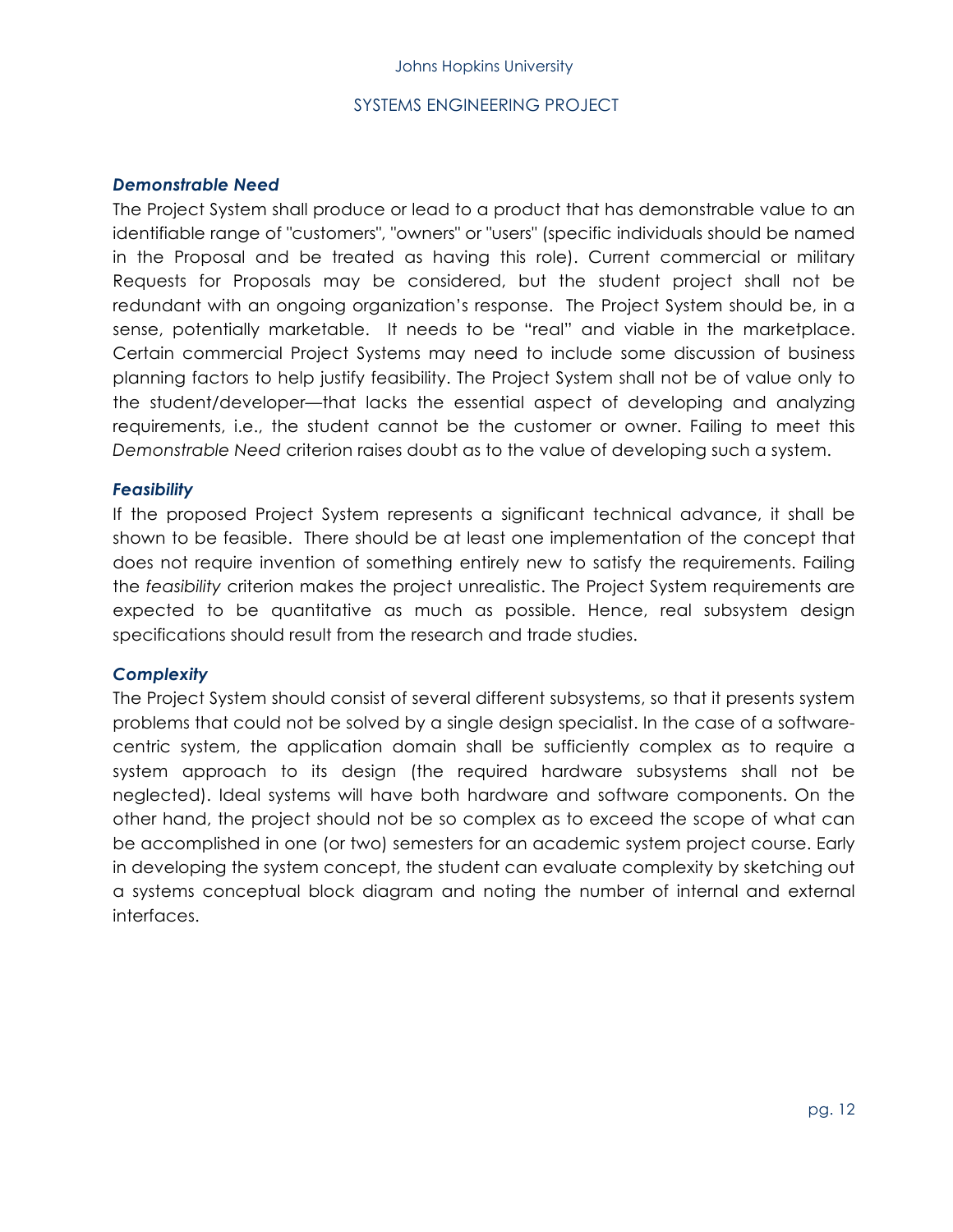### *Demonstrable Need*

The Project System shall produce or lead to a product that has demonstrable value to an identifiable range of "customers", "owners" or "users" (specific individuals should be named in the Proposal and be treated as having this role). Current commercial or military Requests for Proposals may be considered, but the student project shall not be redundant with an ongoing organization's response. The Project System should be, in a sense, potentially marketable. It needs to be "real" and viable in the marketplace. Certain commercial Project Systems may need to include some discussion of business planning factors to help justify feasibility. The Project System shall not be of value only to the student/developer—that lacks the essential aspect of developing and analyzing requirements, i.e., the student cannot be the customer or owner. Failing to meet this *Demonstrable Need* criterion raises doubt as to the value of developing such a system.

### *Feasibility*

If the proposed Project System represents a significant technical advance, it shall be shown to be feasible. There should be at least one implementation of the concept that does not require invention of something entirely new to satisfy the requirements. Failing the *feasibility* criterion makes the project unrealistic. The Project System requirements are expected to be quantitative as much as possible. Hence, real subsystem design specifications should result from the research and trade studies.

### *Complexity*

The Project System should consist of several different subsystems, so that it presents system problems that could not be solved by a single design specialist. In the case of a software-centric system, the application domain shall be sufficiently complex as to require a system approach to its design (the required hardware subsystems shall not be neglected). Ideal systems will have both hardware and software components. On the other hand, the project should not be so complex as to exceed the scope of what can be accomplished in one (or two) semesters for an academic system project course. Early in developing the system concept, the student can evaluate complexity by sketching out a systems conceptual block diagram and noting the number of internal and external interfaces.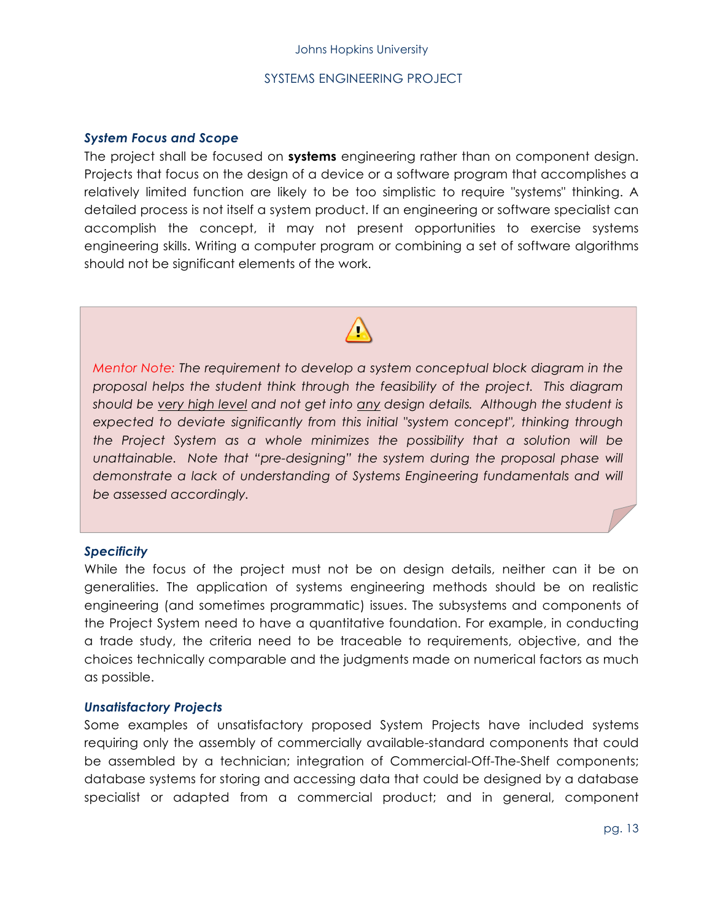### *System Focus and Scope*

The project shall be focused on **systems** engineering rather than on component design. Projects that focus on the design of a device or a software program that accomplishes a relatively limited function are likely to be too simplistic to require "systems" thinking. A detailed process is not itself a system product. If an engineering or software specialist can accomplish the concept, it may not present opportunities to exercise systems engineering skills. Writing a computer program or combining a set of software algorithms should not be significant elements of the work.

> ⚠
>
> Mentor Note: *The requirement to develop a system conceptual block diagram in the proposal helps the student think through the feasibility of the project. This diagram should be very high level and not get into any design details. Although the student is expected to deviate significantly from this initial "system concept", thinking through the Project System as a whole minimizes the possibility that a solution will be unattainable. Note that "pre-designing" the system during the proposal phase will demonstrate a lack of understanding of Systems Engineering fundamentals and will be assessed accordingly.*

### *Specificity*

While the focus of the project must not be on design details, neither can it be on generalities. The application of systems engineering methods should be on realistic engineering (and sometimes programmatic) issues. The subsystems and components of the Project System need to have a quantitative foundation. For example, in conducting a trade study, the criteria need to be traceable to requirements, objective, and the choices technically comparable and the judgments made on numerical factors as much as possible.

### *Unsatisfactory Projects*

Some examples of unsatisfactory proposed System Projects have included systems requiring only the assembly of commercially available-standard components that could be assembled by a technician; integration of Commercial-Off-The-Shelf components; database systems for storing and accessing data that could be designed by a database specialist or adapted from a commercial product; and in general, component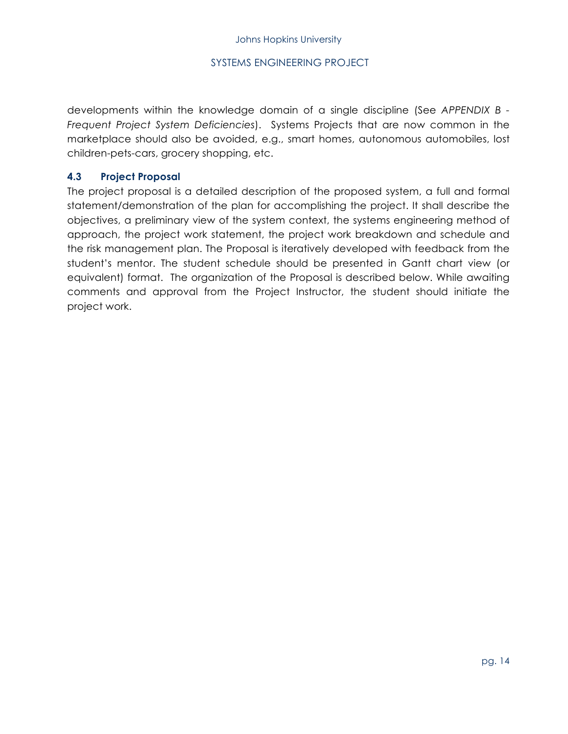developments within the knowledge domain of a single discipline (See *APPENDIX B - Frequent Project System Deficiencies*). Systems Projects that are now common in the marketplace should also be avoided, e.g., smart homes, autonomous automobiles, lost children-pets-cars, grocery shopping, etc.

### 4.3 Project Proposal

The project proposal is a detailed description of the proposed system, a full and formal statement/demonstration of the plan for accomplishing the project. It shall describe the objectives, a preliminary view of the system context, the systems engineering method of approach, the project work statement, the project work breakdown and schedule and the risk management plan. The Proposal is iteratively developed with feedback from the student's mentor. The student schedule should be presented in Gantt chart view (or equivalent) format. The organization of the Proposal is described below. While awaiting comments and approval from the Project Instructor, the student should initiate the project work.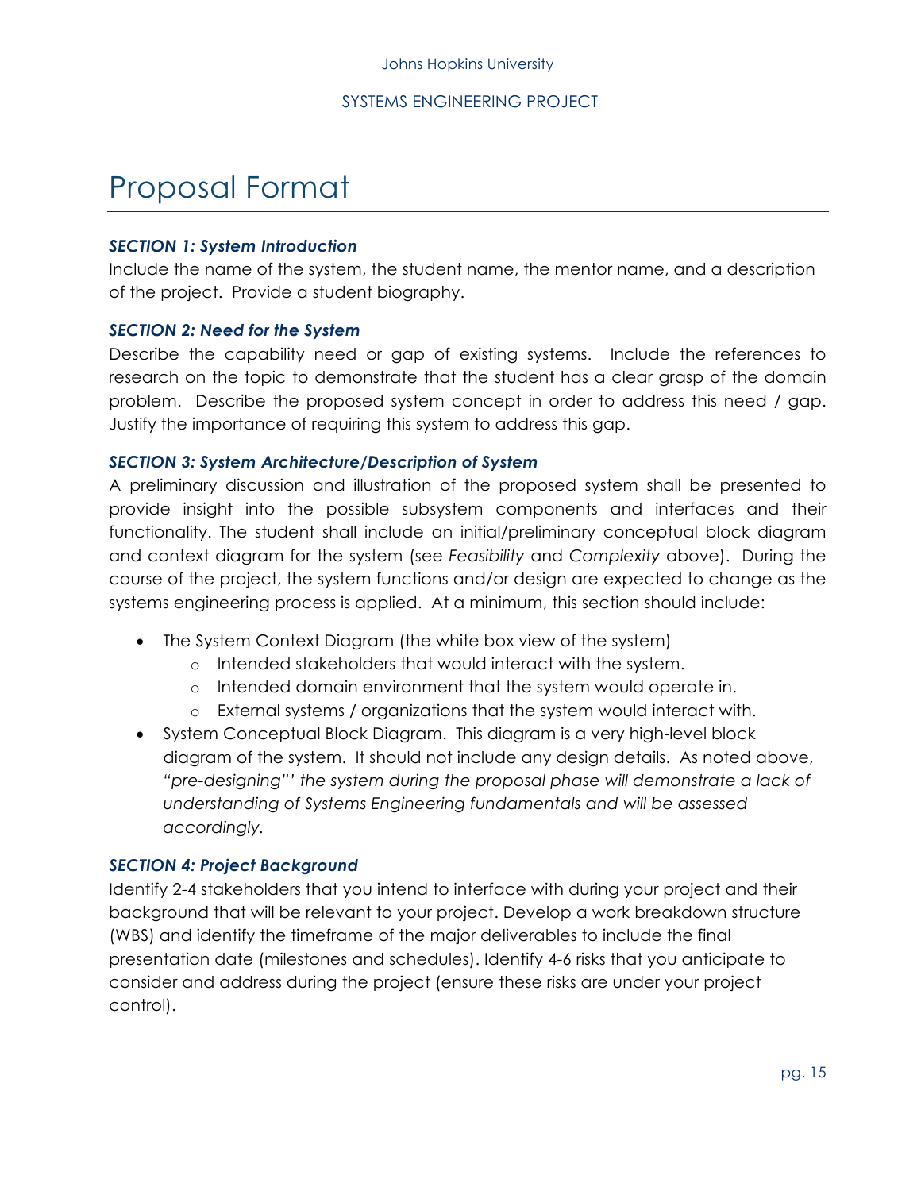# Proposal Format

***SECTION 1: System Introduction***

Include the name of the system, the student name, the mentor name, and a description of the project. Provide a student biography.

***SECTION 2: Need for the System***

Describe the capability need or gap of existing systems. Include the references to research on the topic to demonstrate that the student has a clear grasp of the domain problem. Describe the proposed system concept in order to address this need / gap. Justify the importance of requiring this system to address this gap.

***SECTION 3: System Architecture/Description of System***

A preliminary discussion and illustration of the proposed system shall be presented to provide insight into the possible subsystem components and interfaces and their functionality. The student shall include an initial/preliminary conceptual block diagram and context diagram for the system (see *Feasibility* and *Complexity* above). During the course of the project, the system functions and/or design are expected to change as the systems engineering process is applied. At a minimum, this section should include:

- The System Context Diagram (the white box view of the system)
  - Intended stakeholders that would interact with the system.
  - Intended domain environment that the system would operate in.
  - External systems / organizations that the system would interact with.
- System Conceptual Block Diagram. This diagram is a very high-level block diagram of the system. It should not include any design details. As noted above, *"pre-designing"' the system during the proposal phase will demonstrate a lack of understanding of Systems Engineering fundamentals and will be assessed accordingly.*

***SECTION 4: Project Background***

Identify 2-4 stakeholders that you intend to interface with during your project and their background that will be relevant to your project. Develop a work breakdown structure (WBS) and identify the timeframe of the major deliverables to include the final presentation date (milestones and schedules). Identify 4-6 risks that you anticipate to consider and address during the project (ensure these risks are under your project control).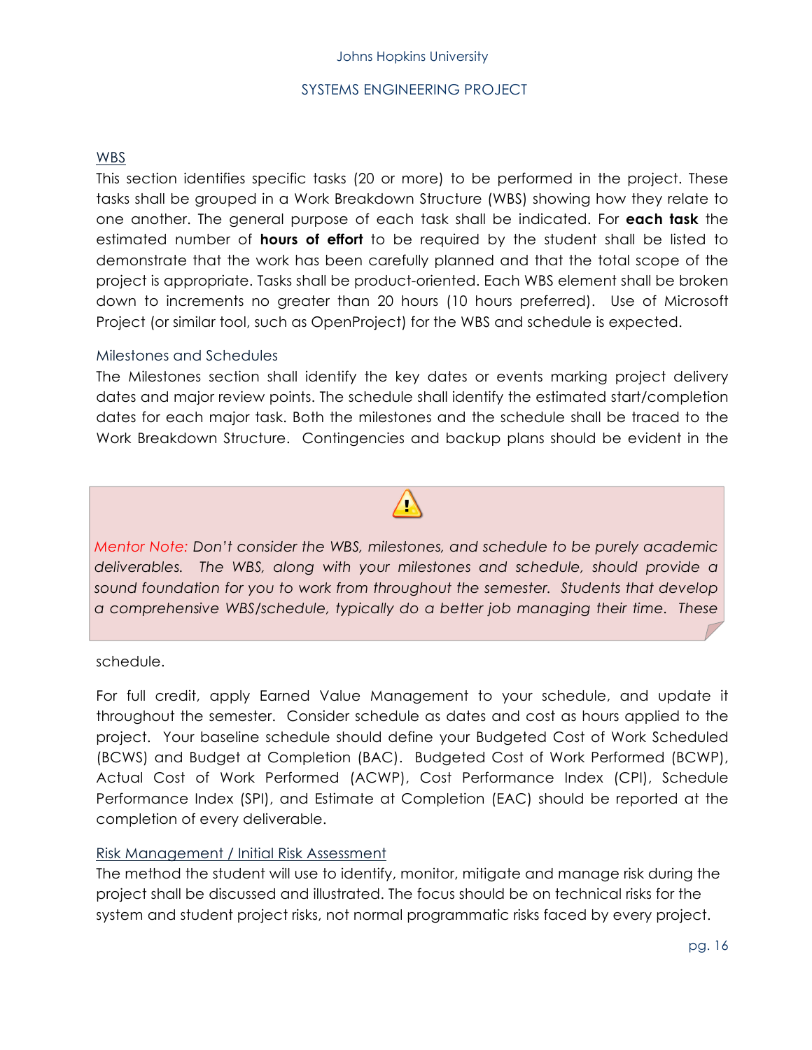## WBS

This section identifies specific tasks (20 or more) to be performed in the project. These tasks shall be grouped in a Work Breakdown Structure (WBS) showing how they relate to one another. The general purpose of each task shall be indicated. For **each task** the estimated number of **hours of effort** to be required by the student shall be listed to demonstrate that the work has been carefully planned and that the total scope of the project is appropriate. Tasks shall be product-oriented. Each WBS element shall be broken down to increments no greater than 20 hours (10 hours preferred). Use of Microsoft Project (or similar tool, such as OpenProject) for the WBS and schedule is expected.

### Milestones and Schedules

The Milestones section shall identify the key dates or events marking project delivery dates and major review points. The schedule shall identify the estimated start/completion dates for each major task. Both the milestones and the schedule shall be traced to the Work Breakdown Structure. Contingencies and backup plans should be evident in the schedule.

> ⚠️
>
> Mentor Note: *Don't consider the WBS, milestones, and schedule to be purely academic deliverables. The WBS, along with your milestones and schedule, should provide a sound foundation for you to work from throughout the semester. Students that develop a comprehensive WBS/schedule, typically do a better job managing their time. These*

For full credit, apply Earned Value Management to your schedule, and update it throughout the semester. Consider schedule as dates and cost as hours applied to the project. Your baseline schedule should define your Budgeted Cost of Work Scheduled (BCWS) and Budget at Completion (BAC). Budgeted Cost of Work Performed (BCWP), Actual Cost of Work Performed (ACWP), Cost Performance Index (CPI), Schedule Performance Index (SPI), and Estimate at Completion (EAC) should be reported at the completion of every deliverable.

## Risk Management / Initial Risk Assessment

The method the student will use to identify, monitor, mitigate and manage risk during the project shall be discussed and illustrated. The focus should be on technical risks for the system and student project risks, not normal programmatic risks faced by every project.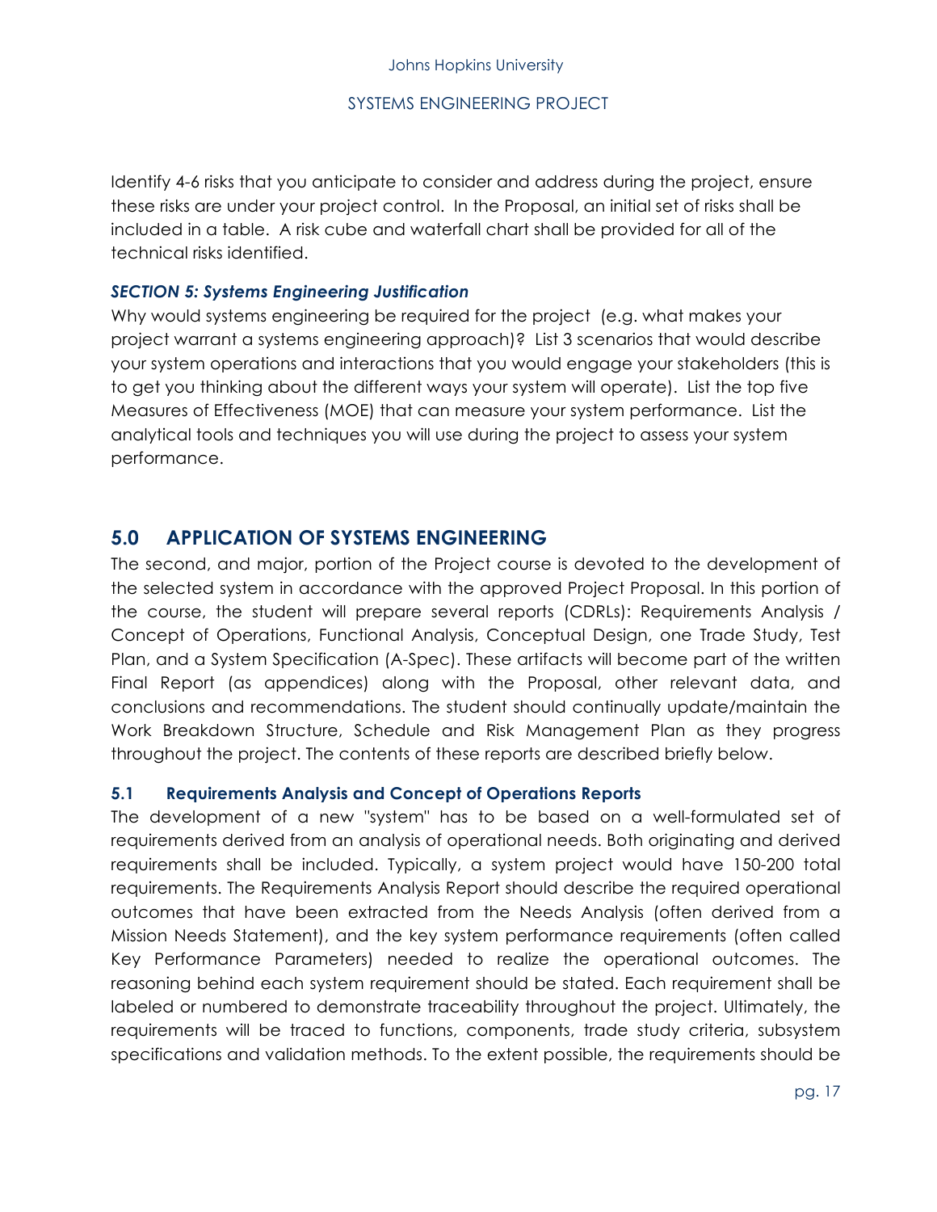Identify 4-6 risks that you anticipate to consider and address during the project, ensure these risks are under your project control. In the Proposal, an initial set of risks shall be included in a table. A risk cube and waterfall chart shall be provided for all of the technical risks identified.

***SECTION 5: Systems Engineering Justification***

Why would systems engineering be required for the project (e.g. what makes your project warrant a systems engineering approach)? List 3 scenarios that would describe your system operations and interactions that you would engage your stakeholders (this is to get you thinking about the different ways your system will operate). List the top five Measures of Effectiveness (MOE) that can measure your system performance. List the analytical tools and techniques you will use during the project to assess your system performance.

## 5.0 APPLICATION OF SYSTEMS ENGINEERING

The second, and major, portion of the Project course is devoted to the development of the selected system in accordance with the approved Project Proposal. In this portion of the course, the student will prepare several reports (CDRLs): Requirements Analysis / Concept of Operations, Functional Analysis, Conceptual Design, one Trade Study, Test Plan, and a System Specification (A-Spec). These artifacts will become part of the written Final Report (as appendices) along with the Proposal, other relevant data, and conclusions and recommendations. The student should continually update/maintain the Work Breakdown Structure, Schedule and Risk Management Plan as they progress throughout the project. The contents of these reports are described briefly below.

### 5.1 Requirements Analysis and Concept of Operations Reports

The development of a new "system" has to be based on a well-formulated set of requirements derived from an analysis of operational needs. Both originating and derived requirements shall be included. Typically, a system project would have 150-200 total requirements. The Requirements Analysis Report should describe the required operational outcomes that have been extracted from the Needs Analysis (often derived from a Mission Needs Statement), and the key system performance requirements (often called Key Performance Parameters) needed to realize the operational outcomes. The reasoning behind each system requirement should be stated. Each requirement shall be labeled or numbered to demonstrate traceability throughout the project. Ultimately, the requirements will be traced to functions, components, trade study criteria, subsystem specifications and validation methods. To the extent possible, the requirements should be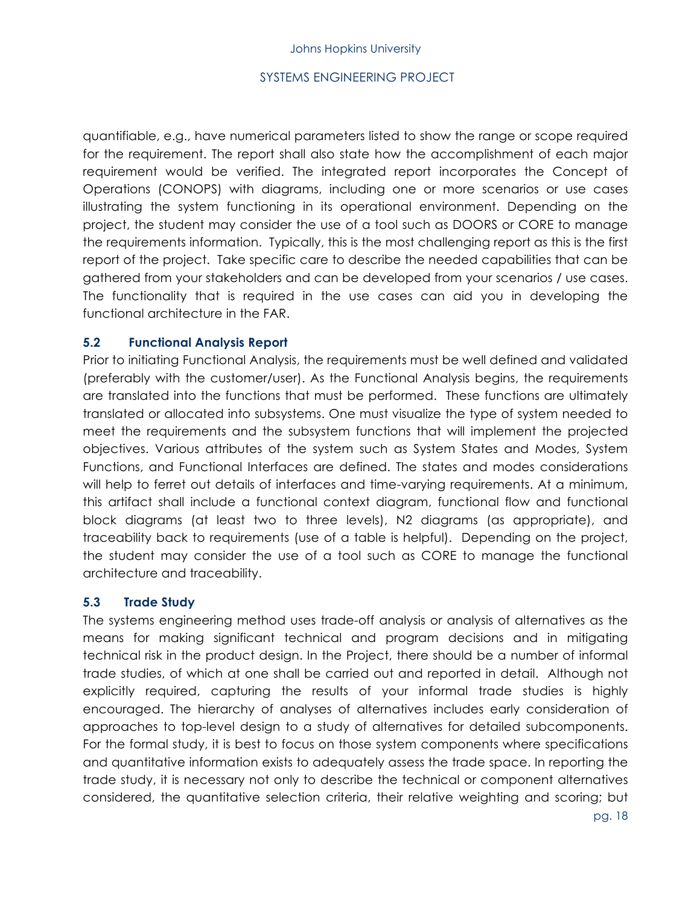quantifiable, e.g., have numerical parameters listed to show the range or scope required for the requirement. The report shall also state how the accomplishment of each major requirement would be verified. The integrated report incorporates the Concept of Operations (CONOPS) with diagrams, including one or more scenarios or use cases illustrating the system functioning in its operational environment. Depending on the project, the student may consider the use of a tool such as DOORS or CORE to manage the requirements information. Typically, this is the most challenging report as this is the first report of the project. Take specific care to describe the needed capabilities that can be gathered from your stakeholders and can be developed from your scenarios / use cases. The functionality that is required in the use cases can aid you in developing the functional architecture in the FAR.

### 5.2 Functional Analysis Report

Prior to initiating Functional Analysis, the requirements must be well defined and validated (preferably with the customer/user). As the Functional Analysis begins, the requirements are translated into the functions that must be performed. These functions are ultimately translated or allocated into subsystems. One must visualize the type of system needed to meet the requirements and the subsystem functions that will implement the projected objectives. Various attributes of the system such as System States and Modes, System Functions, and Functional Interfaces are defined. The states and modes considerations will help to ferret out details of interfaces and time-varying requirements. At a minimum, this artifact shall include a functional context diagram, functional flow and functional block diagrams (at least two to three levels), N2 diagrams (as appropriate), and traceability back to requirements (use of a table is helpful). Depending on the project, the student may consider the use of a tool such as CORE to manage the functional architecture and traceability.

### 5.3 Trade Study

The systems engineering method uses trade-off analysis or analysis of alternatives as the means for making significant technical and program decisions and in mitigating technical risk in the product design. In the Project, there should be a number of informal trade studies, of which at one shall be carried out and reported in detail. Although not explicitly required, capturing the results of your informal trade studies is highly encouraged. The hierarchy of analyses of alternatives includes early consideration of approaches to top-level design to a study of alternatives for detailed subcomponents. For the formal study, it is best to focus on those system components where specifications and quantitative information exists to adequately assess the trade space. In reporting the trade study, it is necessary not only to describe the technical or component alternatives considered, the quantitative selection criteria, their relative weighting and scoring; but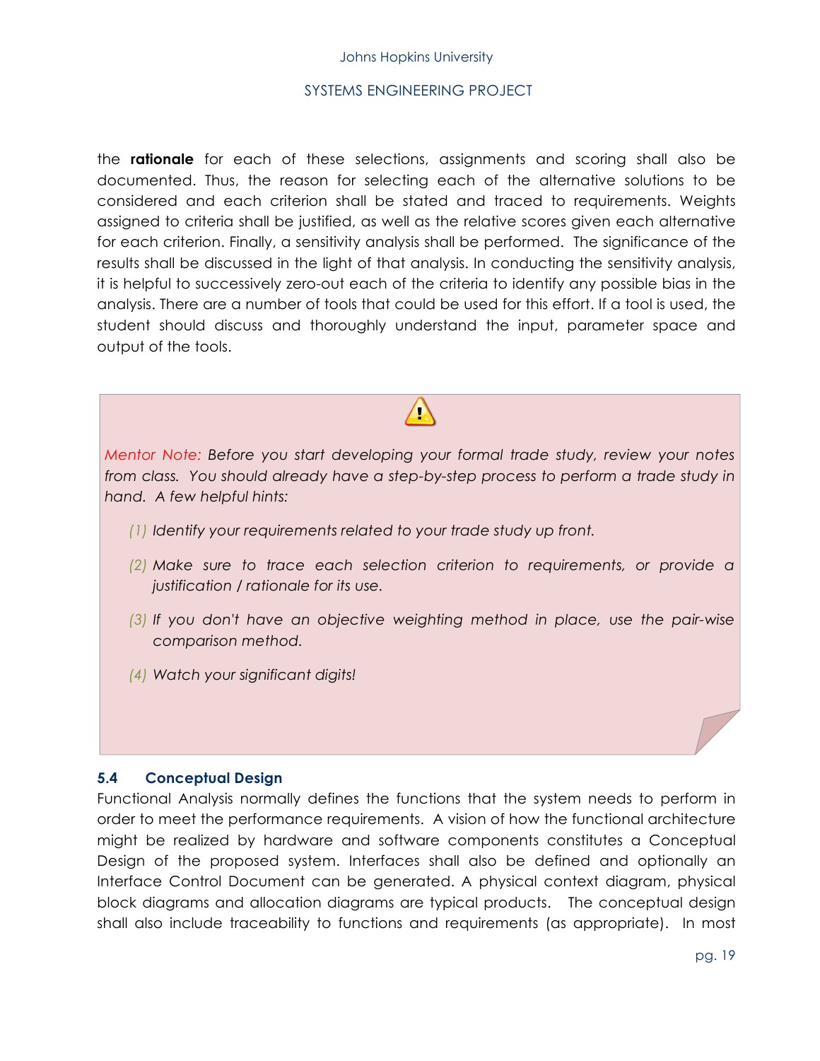the **rationale** for each of these selections, assignments and scoring shall also be documented. Thus, the reason for selecting each of the alternative solutions to be considered and each criterion shall be stated and traced to requirements. Weights assigned to criteria shall be justified, as well as the relative scores given each alternative for each criterion. Finally, a sensitivity analysis shall be performed. The significance of the results shall be discussed in the light of that analysis. In conducting the sensitivity analysis, it is helpful to successively zero-out each of the criteria to identify any possible bias in the analysis. There are a number of tools that could be used for this effort. If a tool is used, the student should discuss and thoroughly understand the input, parameter space and output of the tools.

> *Mentor Note: Before you start developing your formal trade study, review your notes from class. You should already have a step-by-step process to perform a trade study in hand. A few helpful hints:*
>
> *(1) Identify your requirements related to your trade study up front.*
>
> *(2) Make sure to trace each selection criterion to requirements, or provide a justification / rationale for its use.*
>
> *(3) If you don't have an objective weighting method in place, use the pair-wise comparison method.*
>
> *(4) Watch your significant digits!*

### 5.4 Conceptual Design

Functional Analysis normally defines the functions that the system needs to perform in order to meet the performance requirements. A vision of how the functional architecture might be realized by hardware and software components constitutes a Conceptual Design of the proposed system. Interfaces shall also be defined and optionally an Interface Control Document can be generated. A physical context diagram, physical block diagrams and allocation diagrams are typical products. The conceptual design shall also include traceability to functions and requirements (as appropriate). In most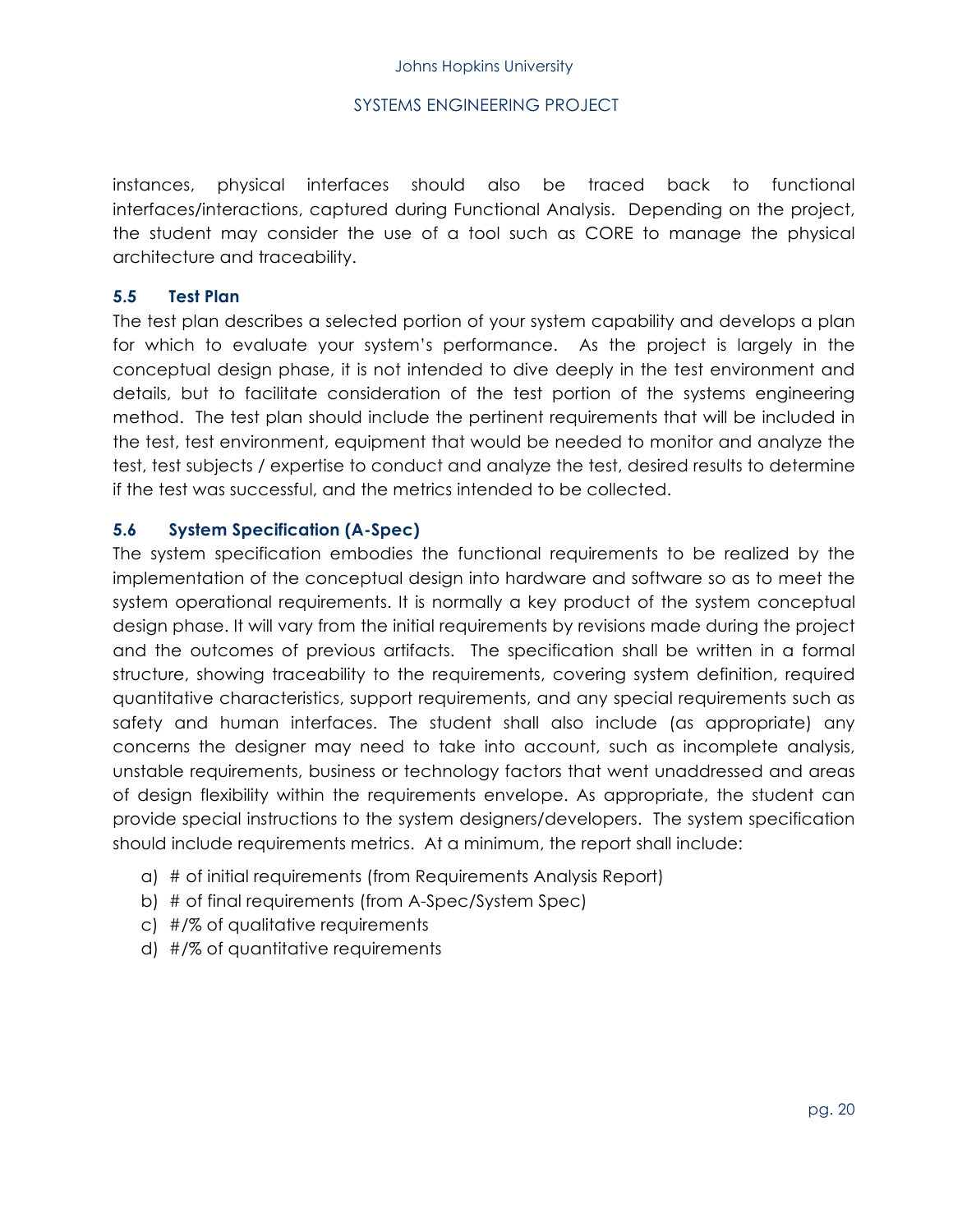instances, physical interfaces should also be traced back to functional interfaces/interactions, captured during Functional Analysis. Depending on the project, the student may consider the use of a tool such as CORE to manage the physical architecture and traceability.

### 5.5 Test Plan

The test plan describes a selected portion of your system capability and develops a plan for which to evaluate your system's performance. As the project is largely in the conceptual design phase, it is not intended to dive deeply in the test environment and details, but to facilitate consideration of the test portion of the systems engineering method. The test plan should include the pertinent requirements that will be included in the test, test environment, equipment that would be needed to monitor and analyze the test, test subjects / expertise to conduct and analyze the test, desired results to determine if the test was successful, and the metrics intended to be collected.

### 5.6 System Specification (A-Spec)

The system specification embodies the functional requirements to be realized by the implementation of the conceptual design into hardware and software so as to meet the system operational requirements. It is normally a key product of the system conceptual design phase. It will vary from the initial requirements by revisions made during the project and the outcomes of previous artifacts. The specification shall be written in a formal structure, showing traceability to the requirements, covering system definition, required quantitative characteristics, support requirements, and any special requirements such as safety and human interfaces. The student shall also include (as appropriate) any concerns the designer may need to take into account, such as incomplete analysis, unstable requirements, business or technology factors that went unaddressed and areas of design flexibility within the requirements envelope. As appropriate, the student can provide special instructions to the system designers/developers. The system specification should include requirements metrics. At a minimum, the report shall include:

a) # of initial requirements (from Requirements Analysis Report)
b) # of final requirements (from A-Spec/System Spec)
c) #/% of qualitative requirements
d) #/% of quantitative requirements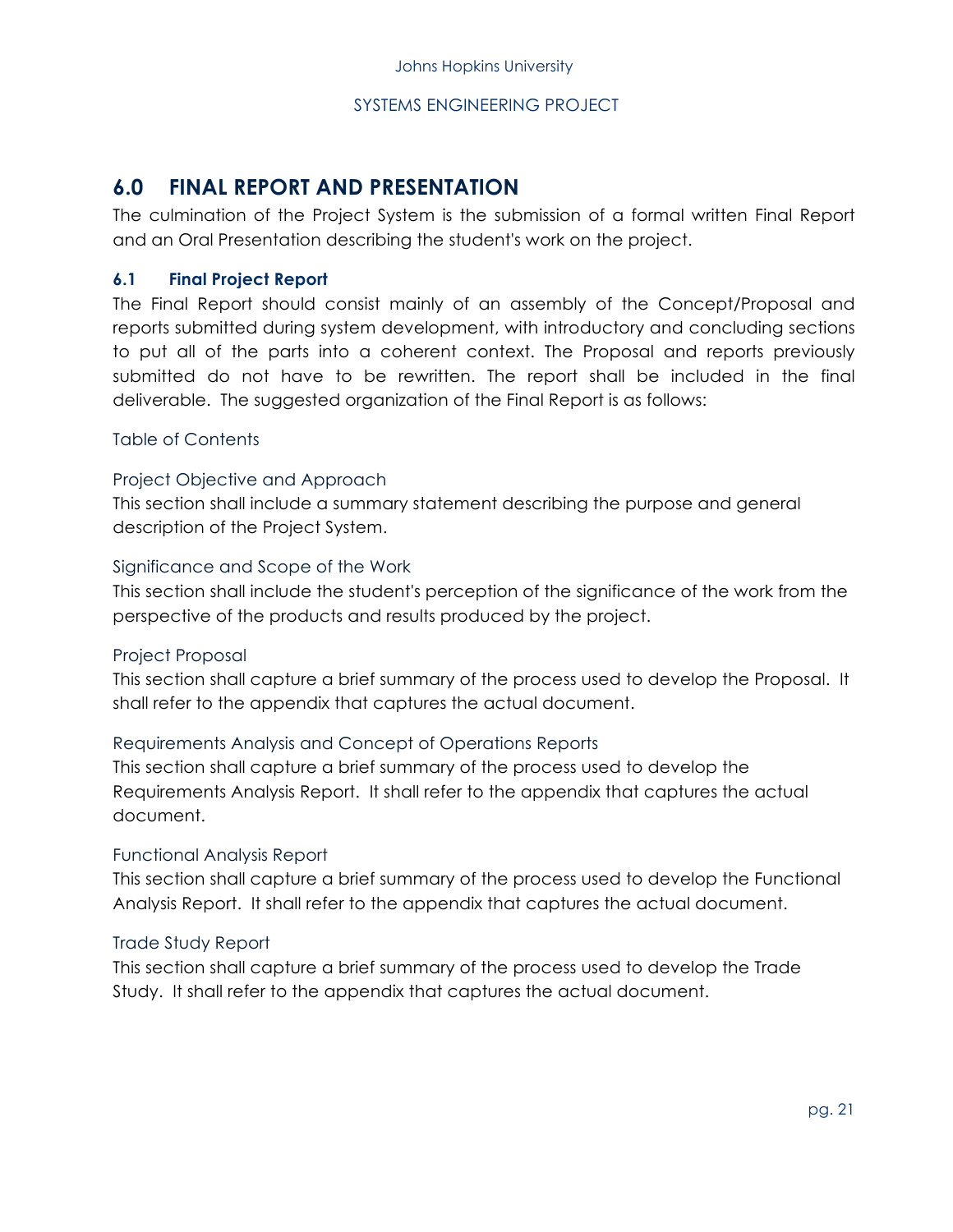## 6.0 FINAL REPORT AND PRESENTATION

The culmination of the Project System is the submission of a formal written Final Report and an Oral Presentation describing the student's work on the project.

### 6.1 Final Project Report

The Final Report should consist mainly of an assembly of the Concept/Proposal and reports submitted during system development, with introductory and concluding sections to put all of the parts into a coherent context. The Proposal and reports previously submitted do not have to be rewritten. The report shall be included in the final deliverable. The suggested organization of the Final Report is as follows:

#### Table of Contents

#### Project Objective and Approach

This section shall include a summary statement describing the purpose and general description of the Project System.

#### Significance and Scope of the Work

This section shall include the student's perception of the significance of the work from the perspective of the products and results produced by the project.

#### Project Proposal

This section shall capture a brief summary of the process used to develop the Proposal. It shall refer to the appendix that captures the actual document.

#### Requirements Analysis and Concept of Operations Reports

This section shall capture a brief summary of the process used to develop the Requirements Analysis Report. It shall refer to the appendix that captures the actual document.

#### Functional Analysis Report

This section shall capture a brief summary of the process used to develop the Functional Analysis Report. It shall refer to the appendix that captures the actual document.

#### Trade Study Report

This section shall capture a brief summary of the process used to develop the Trade Study. It shall refer to the appendix that captures the actual document.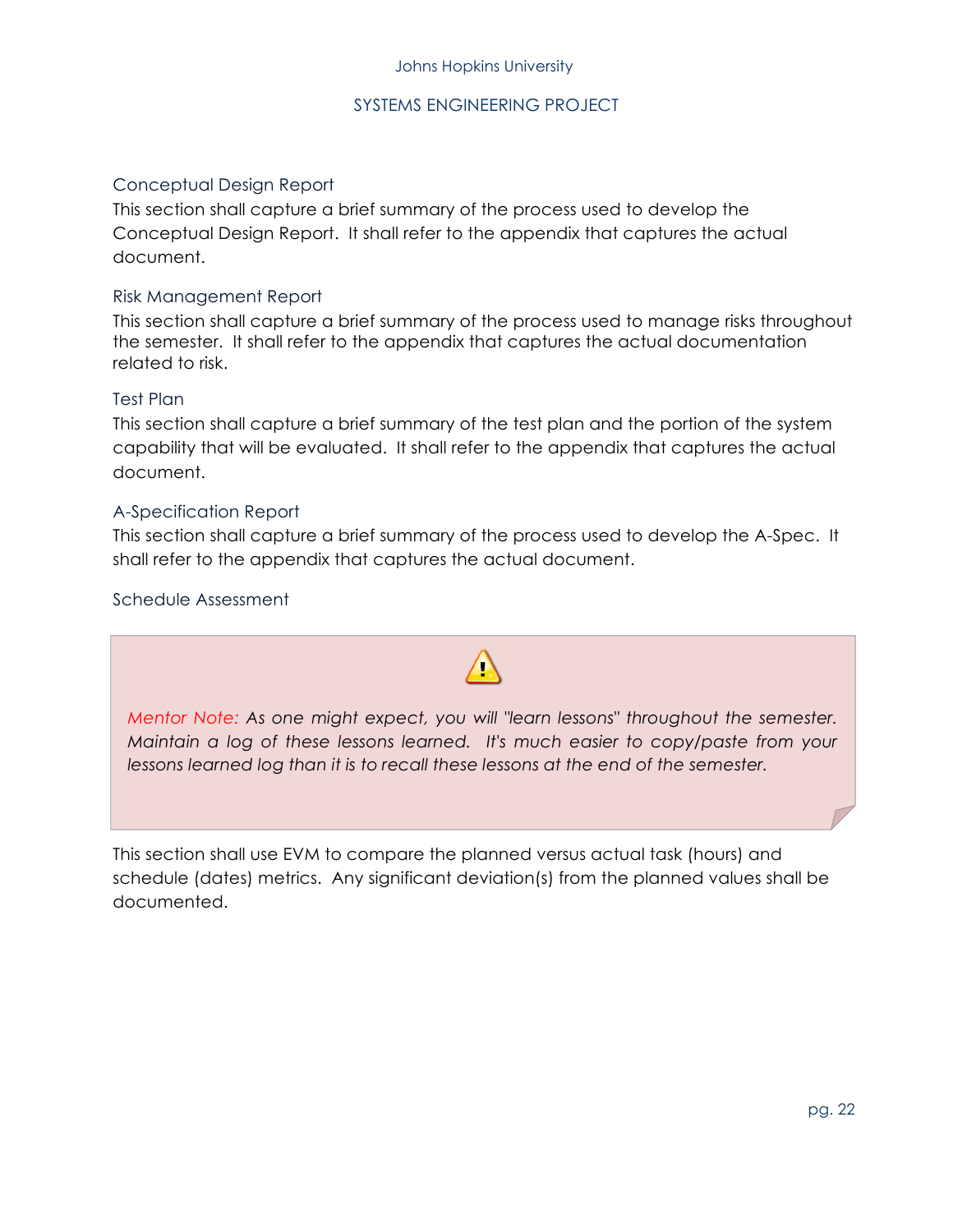### Conceptual Design Report

This section shall capture a brief summary of the process used to develop the Conceptual Design Report. It shall refer to the appendix that captures the actual document.

### Risk Management Report

This section shall capture a brief summary of the process used to manage risks throughout the semester. It shall refer to the appendix that captures the actual documentation related to risk.

### Test Plan

This section shall capture a brief summary of the test plan and the portion of the system capability that will be evaluated. It shall refer to the appendix that captures the actual document.

### A-Specification Report

This section shall capture a brief summary of the process used to develop the A-Spec. It shall refer to the appendix that captures the actual document.

### Schedule Assessment

> ⚠
>
> *Mentor Note: As one might expect, you will "learn lessons" throughout the semester. Maintain a log of these lessons learned. It's much easier to copy/paste from your lessons learned log than it is to recall these lessons at the end of the semester.*

This section shall use EVM to compare the planned versus actual task (hours) and schedule (dates) metrics. Any significant deviation(s) from the planned values shall be documented.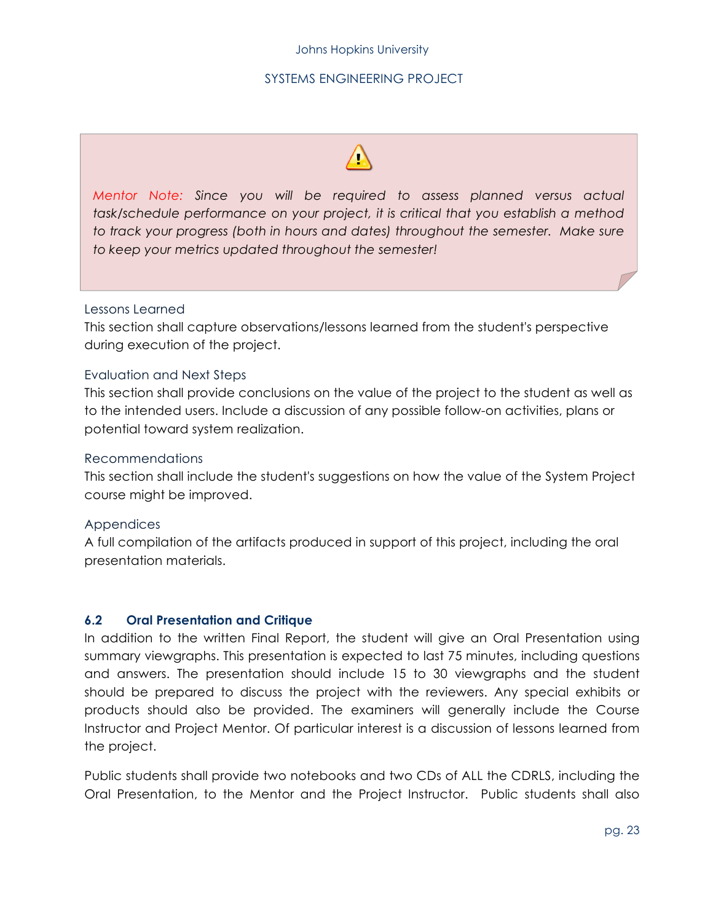> ⚠
>
> *Mentor Note: Since you will be required to assess planned versus actual task/schedule performance on your project, it is critical that you establish a method to track your progress (both in hours and dates) throughout the semester. Make sure to keep your metrics updated throughout the semester!*

#### Lessons Learned

This section shall capture observations/lessons learned from the student's perspective during execution of the project.

#### Evaluation and Next Steps

This section shall provide conclusions on the value of the project to the student as well as to the intended users. Include a discussion of any possible follow-on activities, plans or potential toward system realization.

#### Recommendations

This section shall include the student's suggestions on how the value of the System Project course might be improved.

#### Appendices

A full compilation of the artifacts produced in support of this project, including the oral presentation materials.

### 6.2 Oral Presentation and Critique

In addition to the written Final Report, the student will give an Oral Presentation using summary viewgraphs. This presentation is expected to last 75 minutes, including questions and answers. The presentation should include 15 to 30 viewgraphs and the student should be prepared to discuss the project with the reviewers. Any special exhibits or products should also be provided. The examiners will generally include the Course Instructor and Project Mentor. Of particular interest is a discussion of lessons learned from the project.

Public students shall provide two notebooks and two CDs of ALL the CDRLS, including the Oral Presentation, to the Mentor and the Project Instructor. Public students shall also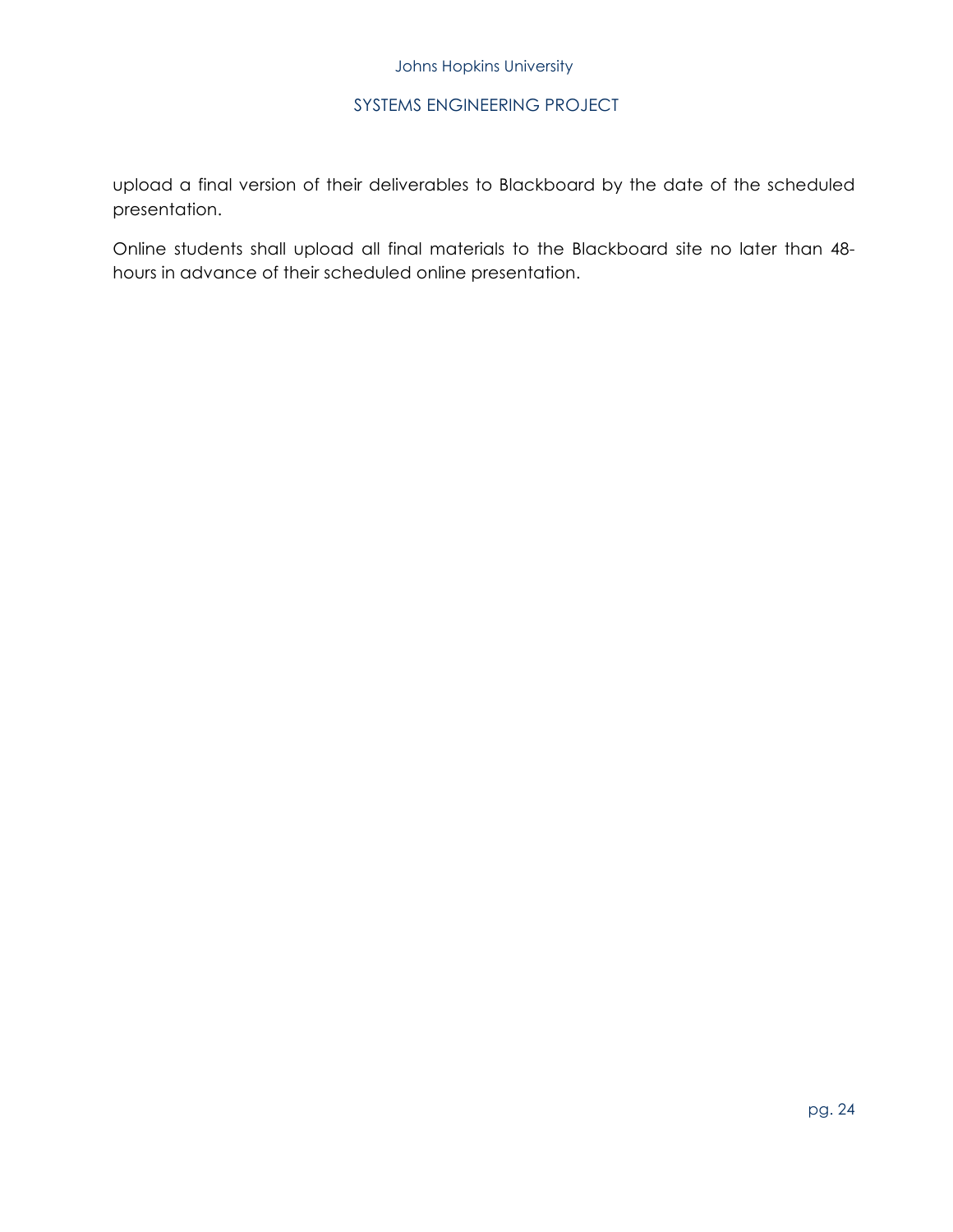upload a final version of their deliverables to Blackboard by the date of the scheduled presentation.

Online students shall upload all final materials to the Blackboard site no later than 48-hours in advance of their scheduled online presentation.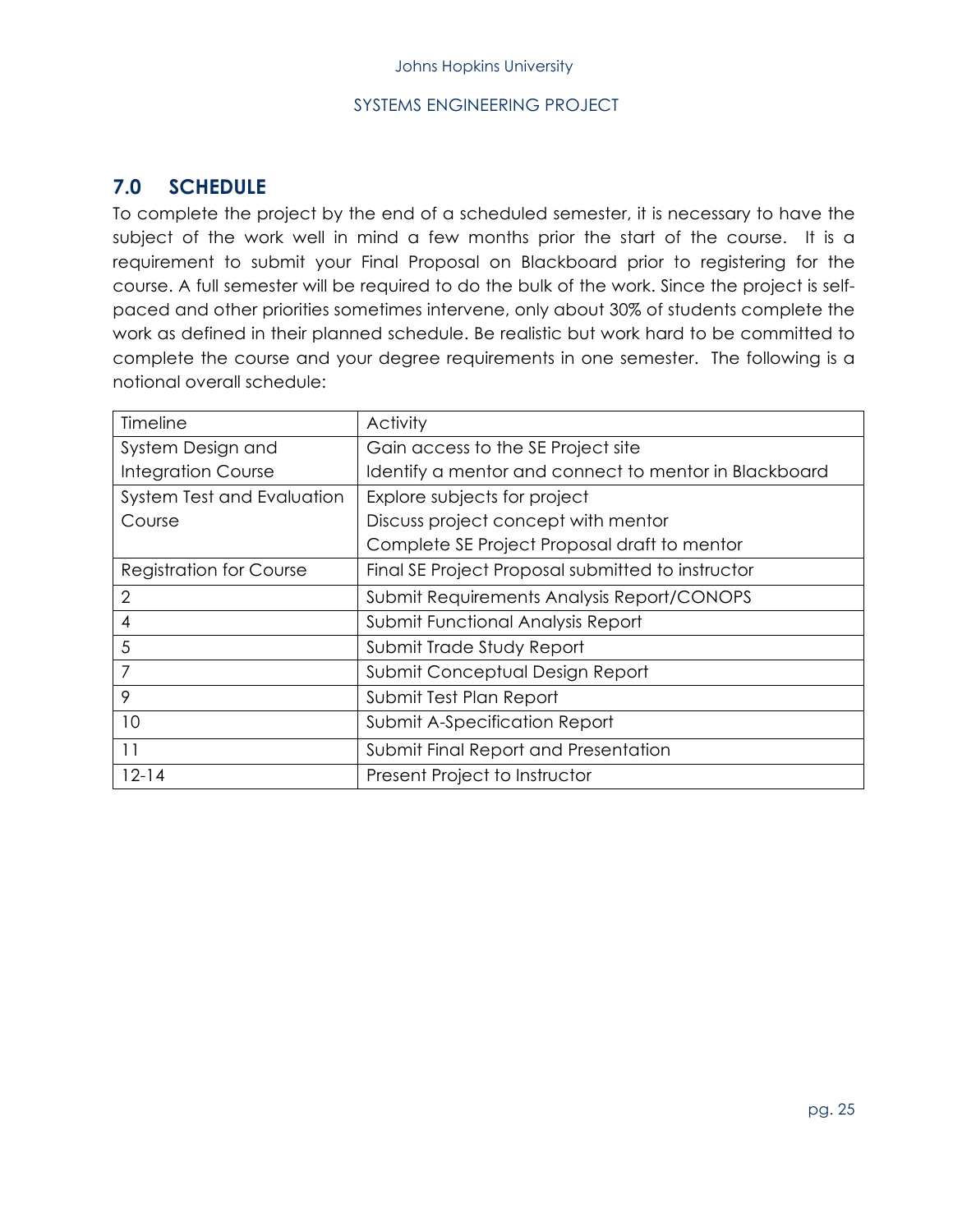## 7.0 SCHEDULE

To complete the project by the end of a scheduled semester, it is necessary to have the subject of the work well in mind a few months prior the start of the course. It is a requirement to submit your Final Proposal on Blackboard prior to registering for the course. A full semester will be required to do the bulk of the work. Since the project is self-paced and other priorities sometimes intervene, only about 30% of students complete the work as defined in their planned schedule. Be realistic but work hard to be committed to complete the course and your degree requirements in one semester. The following is a notional overall schedule:

| Timeline | Activity |
|---|---|
| System Design and Integration Course | Gain access to the SE Project site<br>Identify a mentor and connect to mentor in Blackboard |
| System Test and Evaluation Course | Explore subjects for project<br>Discuss project concept with mentor<br>Complete SE Project Proposal draft to mentor |
| Registration for Course | Final SE Project Proposal submitted to instructor |
| 2 | Submit Requirements Analysis Report/CONOPS |
| 4 | Submit Functional Analysis Report |
| 5 | Submit Trade Study Report |
| 7 | Submit Conceptual Design Report |
| 9 | Submit Test Plan Report |
| 10 | Submit A-Specification Report |
| 11 | Submit Final Report and Presentation |
| 12-14 | Present Project to Instructor |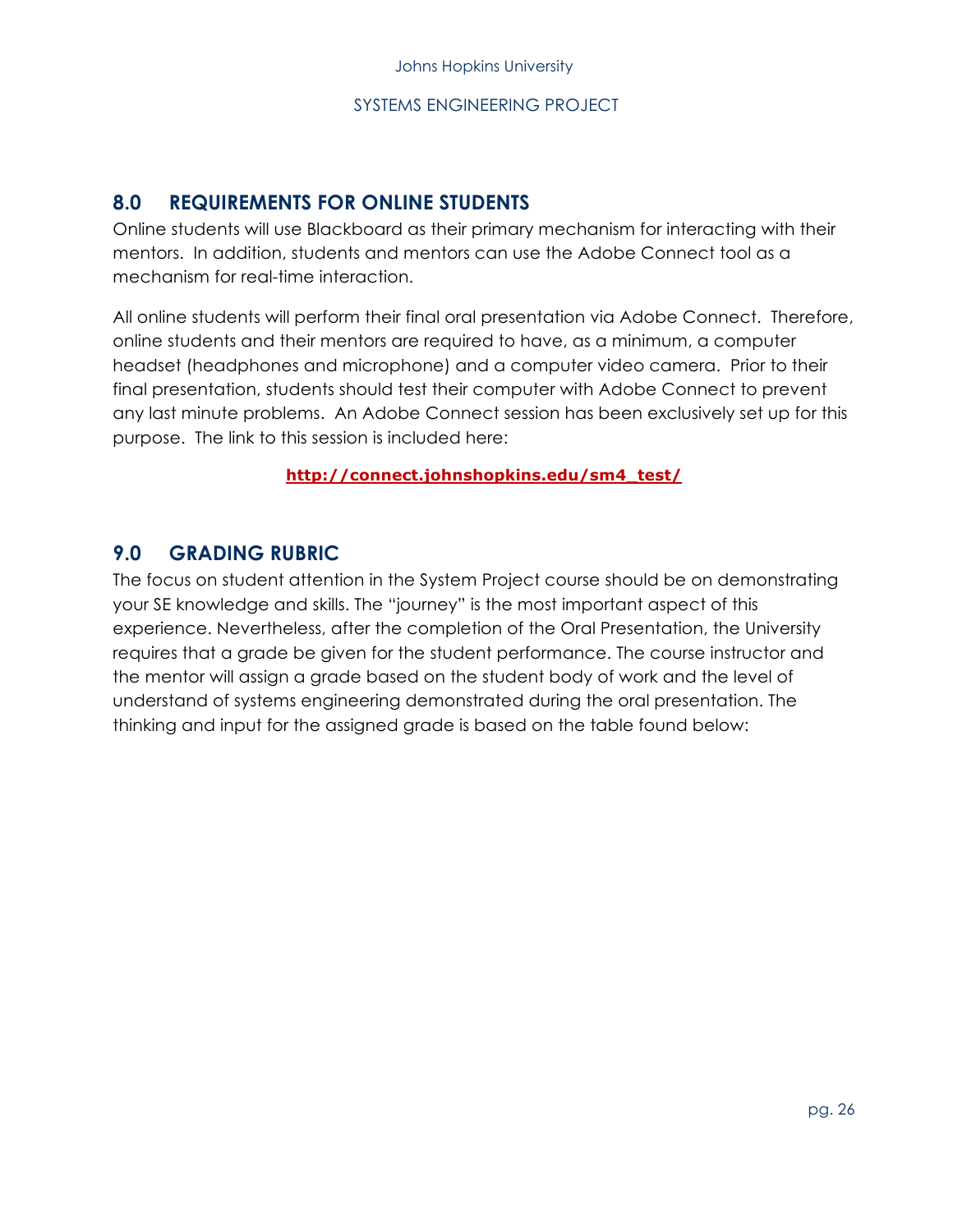## 8.0 REQUIREMENTS FOR ONLINE STUDENTS

Online students will use Blackboard as their primary mechanism for interacting with their mentors. In addition, students and mentors can use the Adobe Connect tool as a mechanism for real-time interaction.

All online students will perform their final oral presentation via Adobe Connect. Therefore, online students and their mentors are required to have, as a minimum, a computer headset (headphones and microphone) and a computer video camera. Prior to their final presentation, students should test their computer with Adobe Connect to prevent any last minute problems. An Adobe Connect session has been exclusively set up for this purpose. The link to this session is included here:

**http://connect.johnshopkins.edu/sm4_test/**

## 9.0 GRADING RUBRIC

The focus on student attention in the System Project course should be on demonstrating your SE knowledge and skills. The "journey" is the most important aspect of this experience. Nevertheless, after the completion of the Oral Presentation, the University requires that a grade be given for the student performance. The course instructor and the mentor will assign a grade based on the student body of work and the level of understand of systems engineering demonstrated during the oral presentation. The thinking and input for the assigned grade is based on the table found below: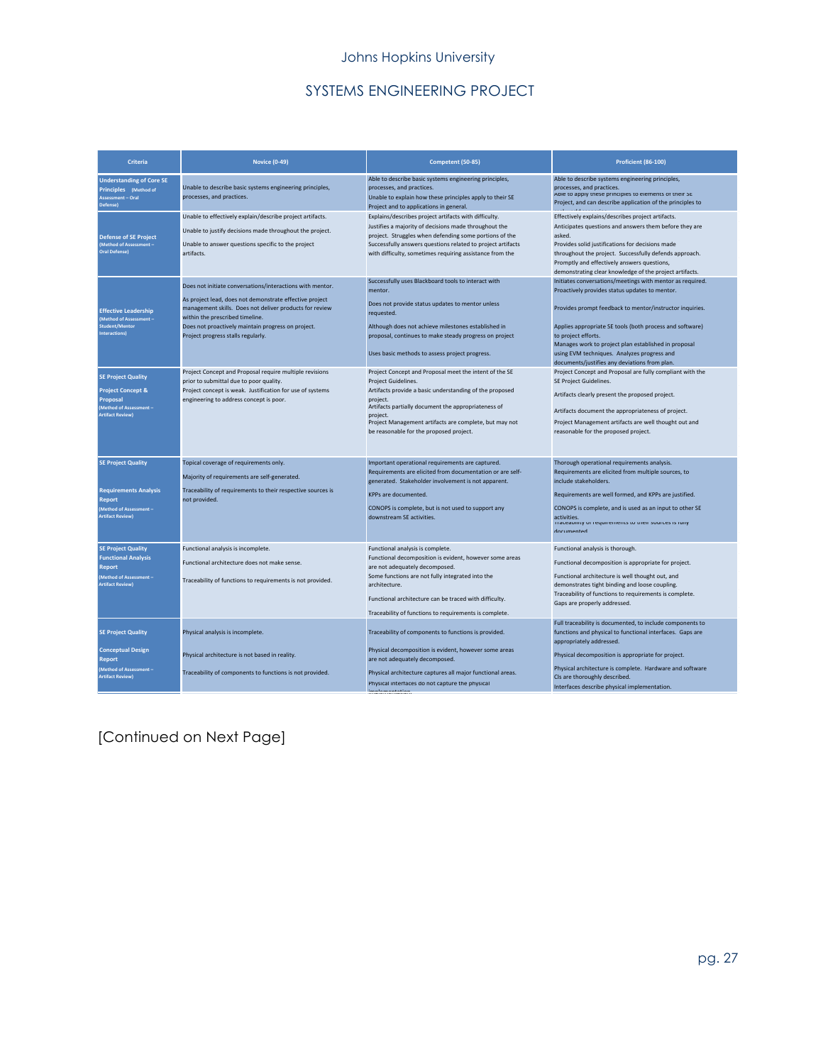| Criteria | Novice (0-49) | Competent (50-85) | Proficient (86-100) |
|---|---|---|---|
| **Understanding of Core SE Principles** (Method of Assessment – Oral Defense) | Unable to describe basic systems engineering principles, processes, and practices. | Able to describe basic systems engineering principles, processes, and practices. Unable to explain how these principles apply to their SE Project and to applications in general. | Able to describe systems engineering principles, processes, and practices. Able to apply these principles to elements of their SE Project, and can describe application of the principles to |
| **Defense of SE Project** (Method of Assessment – Oral Defense) | Unable to effectively explain/describe project artifacts. Unable to justify decisions made throughout the project. Unable to answer questions specific to the project artifacts. | Explains/describes project artifacts with difficulty. Justifies a majority of decisions made throughout the project. Struggles when defending some portions of the project. Successfully answers questions related to project artifacts with difficulty, sometimes requiring assistance from the | Effectively explains/describes project artifacts. Anticipates questions and answers them before they are asked. Provides solid justifications for decisions made throughout the project. Successfully defends approach. Promptly and effectively answers questions, demonstrating clear knowledge of the project artifacts. |
| **Effective Leadership** (Method of Assessment – Student/Mentor Interactions) | Does not initiate conversations/interactions with mentor. As project lead, does not demonstrate effective project management skills. Does not deliver products for review within the prescribed timeline. Does not proactively maintain progress on project. Project progress stalls regularly. | Successfully uses Blackboard tools to interact with mentor. Does not provide status updates to mentor unless requested. Although does not achieve milestones established in proposal, continues to make steady progress on project. Uses basic methods to assess project progress. | Initiates conversations/meetings with mentor as required. Proactively provides status updates to mentor. Provides prompt feedback to mentor/instructor inquiries. Applies appropriate SE tools (both process and software) to project efforts. Manages work to project plan established in proposal using EVM techniques. Analyzes progress and documents/justifies any deviations from plan. |
| **SE Project Quality** **Project Concept & Proposal** (Method of Assessment – Artifact Review) | Project Concept and Proposal require multiple revisions prior to submittal due to poor quality. Project concept is weak. Justification for use of systems engineering to address concept is poor. | Project Concept and Proposal meet the intent of the SE Project Guidelines. Artifacts provide a basic understanding of the proposed project. Artifacts partially document the appropriateness of project. Project Management artifacts are complete, but may not be reasonable for the proposed project. | Project Concept and Proposal are fully compliant with the SE Project Guidelines. Artifacts clearly present the proposed project. Artifacts document the appropriateness of project. Project Management artifacts are well thought out and reasonable for the proposed project. |
| **SE Project Quality** **Requirements Analysis Report** (Method of Assessment – Artifact Review) | Topical coverage of requirements only. Majority of requirements are self-generated. Traceability of requirements to their respective sources is not provided. | Important operational requirements are captured. Requirements are elicited from documentation or are self-generated. Stakeholder involvement is not apparent. KPPs are documented. CONOPS is complete, but is not used to support any downstream SE activities. | Thorough operational requirements analysis. Requirements are elicited from multiple sources, to include stakeholders. Requirements are well formed, and KPPs are justified. CONOPS is complete, and is used as an input to other SE activities. Traceability of requirements to their sources is fully documented. |
| **SE Project Quality** **Functional Analysis Report** (Method of Assessment – Artifact Review) | Functional analysis is incomplete. Functional architecture does not make sense. Traceability of functions to requirements is not provided. | Functional analysis is complete. Functional decomposition is evident, however some areas are not adequately decomposed. Some functions are not fully integrated into the architecture. Functional architecture can be traced with difficulty. Traceability of functions to requirements is complete. | Functional analysis is thorough. Functional decomposition is appropriate for project. Functional architecture is well thought out, and demonstrates tight binding and loose coupling. Traceability of functions to requirements is complete. Gaps are properly addressed. |
| **SE Project Quality** **Conceptual Design Report** (Method of Assessment – Artifact Review) | Physical analysis is incomplete. Physical architecture is not based in reality. Traceability of components to functions is not provided. | Traceability of components to functions is provided. Physical decomposition is evident, however some areas are not adequately decomposed. Physical architecture captures all major functional areas. Physical interfaces do not capture the physical implementation. | Full traceability is documented, to include components to functions and physical to functional interfaces. Gaps are appropriately addressed. Physical decomposition is appropriate for project. Physical architecture is complete. Hardware and software CIs are thoroughly described. Interfaces describe physical implementation. |

[Continued on Next Page]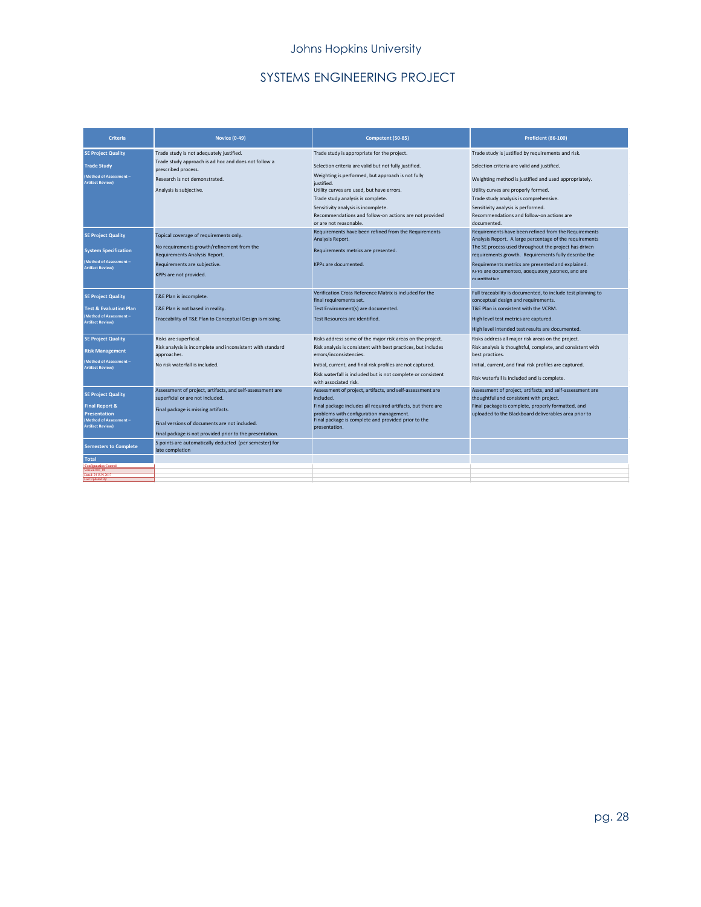Johns Hopkins University

SYSTEMS ENGINEERING PROJECT

| Criteria | Novice (0-49) | Competent (50-85) | Proficient (86-100) |
|---|---|---|---|
| **SE Project Quality**<br>**Trade Study**<br>(Method of Assessment – Artifact Review) | Trade study is not adequately justified.<br>Trade study approach is ad hoc and does not follow a prescribed process.<br>Research is not demonstrated.<br>Analysis is subjective. | Trade study is appropriate for the project.<br>Selection criteria are valid but not fully justified.<br>Weighting is performed, but approach is not fully justified.<br>Utility curves are used, but have errors.<br>Trade study analysis is complete.<br>Sensitivity analysis is incomplete.<br>Recommendations and follow-on actions are not provided or are not reasonable. | Trade study is justified by requirements and risk.<br>Selection criteria are valid and justified.<br>Weighting method is justified and used appropriately.<br>Utility curves are properly formed.<br>Trade study analysis is comprehensive.<br>Sensitivity analysis is performed.<br>Recommendations and follow-on actions are documented. |
| **SE Project Quality**<br>**System Specification**<br>(Method of Assessment – Artifact Review) | Topical coverage of requirements only.<br>No requirements growth/refinement from the Requirements Analysis Report.<br>Requirements are subjective.<br>KPPs are not provided. | Requirements have been refined from the Requirements Analysis Report.<br>Requirements metrics are presented.<br>KPPs are documented. | Requirements have been refined from the Requirements Analysis Report. A large percentage of the requirements The SE process used throughout the project has driven requirements growth. Requirements fully describe the<br>Requirements metrics are presented and explained.<br>KPPs are documented, adequately justified, and are quantitative |
| **SE Project Quality**<br>**Test & Evaluation Plan**<br>(Method of Assessment – Artifact Review) | T&E Plan is incomplete.<br>T&E Plan is not based in reality.<br>Traceability of T&E Plan to Conceptual Design is missing. | Verification Cross Reference Matrix is included for the final requirements set.<br>Test Environment(s) are documented.<br>Test Resources are identified. | Full traceability is documented, to include test planning to conceptual design and requirements.<br>T&E Plan is consistent with the VCRM.<br>High level test metrics are captured.<br>High level intended test results are documented. |
| **SE Project Quality**<br>**Risk Management**<br>(Method of Assessment – Artifact Review) | Risks are superficial.<br>Risk analysis is incomplete and inconsistent with standard approaches.<br>No risk waterfall is included. | Risks address some of the major risk areas on the project.<br>Risk analysis is consistent with best practices, but includes errors/inconsistencies.<br>Initial, current, and final risk profiles are not captured.<br>Risk waterfall is included but is not complete or consistent with associated risk. | Risks address all major risk areas on the project.<br>Risk analysis is thoughtful, complete, and consistent with best practices.<br>Initial, current, and final risk profiles are captured.<br>Risk waterfall is included and is complete. |
| **SE Project Quality**<br>**Final Report & Presentation**<br>(Method of Assessment – Artifact Review) | Assessment of project, artifacts, and self-assessment are superficial or are not included.<br>Final package is missing artifacts.<br>Final versions of documents are not included.<br>Final package is not provided prior to the presentation. | Assessment of project, artifacts, and self-assessment are included.<br>Final package includes all required artifacts, but there are problems with configuration management.<br>Final package is complete and provided prior to the presentation. | Assessment of project, artifacts, and self-assessment are thoughtful and consistent with project.<br>Final package is complete, properly formatted, and uploaded to the Blackboard deliverables area prior to |
| **Semesters to Complete** | 5 points are automatically deducted (per semester) for late completion | | |
| **Total** | | | |

Configuration Control
Version 005_00
Dated: 24 JUN 2017
Last Updated By: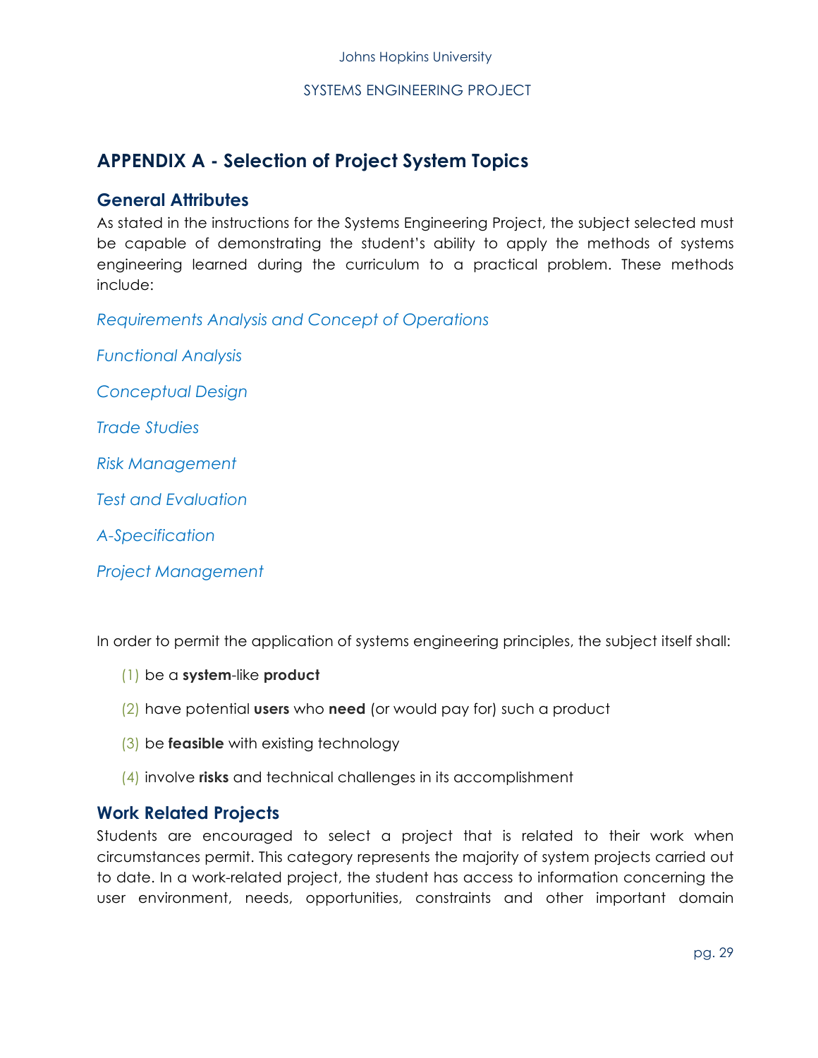## APPENDIX A - Selection of Project System Topics

### General Attributes

As stated in the instructions for the Systems Engineering Project, the subject selected must be capable of demonstrating the student's ability to apply the methods of systems engineering learned during the curriculum to a practical problem. These methods include:

*Requirements Analysis and Concept of Operations*

*Functional Analysis*

*Conceptual Design*

*Trade Studies*

*Risk Management*

*Test and Evaluation*

*A-Specification*

*Project Management*

In order to permit the application of systems engineering principles, the subject itself shall:

(1) be a **system**-like **product**

(2) have potential **users** who **need** (or would pay for) such a product

(3) be **feasible** with existing technology

(4) involve **risks** and technical challenges in its accomplishment

### Work Related Projects

Students are encouraged to select a project that is related to their work when circumstances permit. This category represents the majority of system projects carried out to date. In a work-related project, the student has access to information concerning the user environment, needs, opportunities, constraints and other important domain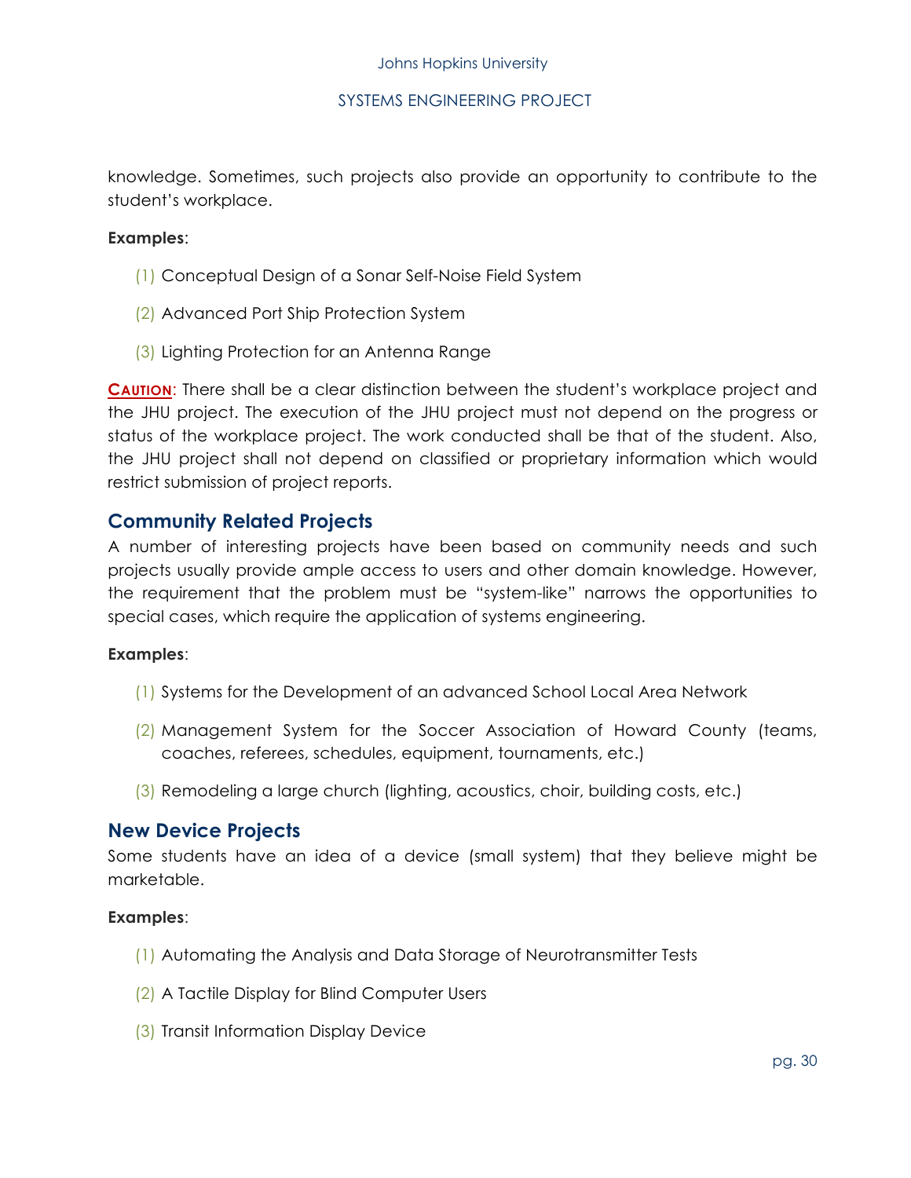knowledge. Sometimes, such projects also provide an opportunity to contribute to the student's workplace.

**Examples**:

(1) Conceptual Design of a Sonar Self-Noise Field System

(2) Advanced Port Ship Protection System

(3) Lighting Protection for an Antenna Range

**CAUTION**: There shall be a clear distinction between the student's workplace project and the JHU project. The execution of the JHU project must not depend on the progress or status of the workplace project. The work conducted shall be that of the student. Also, the JHU project shall not depend on classified or proprietary information which would restrict submission of project reports.

## Community Related Projects

A number of interesting projects have been based on community needs and such projects usually provide ample access to users and other domain knowledge. However, the requirement that the problem must be "system-like" narrows the opportunities to special cases, which require the application of systems engineering.

**Examples**:

(1) Systems for the Development of an advanced School Local Area Network

(2) Management System for the Soccer Association of Howard County (teams, coaches, referees, schedules, equipment, tournaments, etc.)

(3) Remodeling a large church (lighting, acoustics, choir, building costs, etc.)

## New Device Projects

Some students have an idea of a device (small system) that they believe might be marketable.

**Examples**:

(1) Automating the Analysis and Data Storage of Neurotransmitter Tests

(2) A Tactile Display for Blind Computer Users

(3) Transit Information Display Device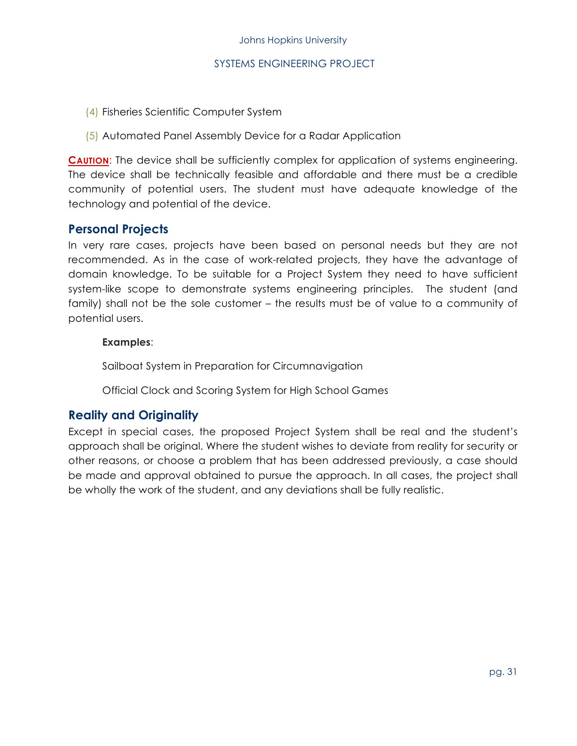(4) Fisheries Scientific Computer System

(5) Automated Panel Assembly Device for a Radar Application

**CAUTION**: The device shall be sufficiently complex for application of systems engineering. The device shall be technically feasible and affordable and there must be a credible community of potential users. The student must have adequate knowledge of the technology and potential of the device.

## Personal Projects

In very rare cases, projects have been based on personal needs but they are not recommended. As in the case of work-related projects, they have the advantage of domain knowledge. To be suitable for a Project System they need to have sufficient system-like scope to demonstrate systems engineering principles. The student (and family) shall not be the sole customer – the results must be of value to a community of potential users.

**Examples**:

Sailboat System in Preparation for Circumnavigation

Official Clock and Scoring System for High School Games

## Reality and Originality

Except in special cases, the proposed Project System shall be real and the student's approach shall be original. Where the student wishes to deviate from reality for security or other reasons, or choose a problem that has been addressed previously, a case should be made and approval obtained to pursue the approach. In all cases, the project shall be wholly the work of the student, and any deviations shall be fully realistic.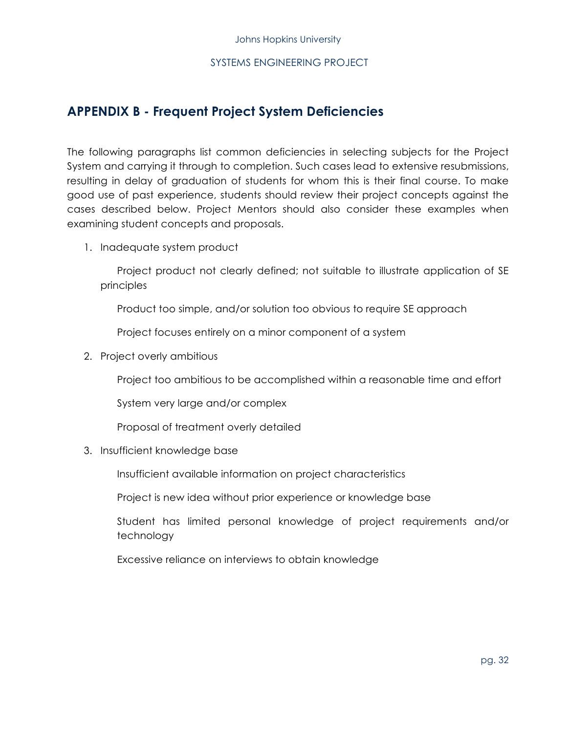## APPENDIX B - Frequent Project System Deficiencies

The following paragraphs list common deficiencies in selecting subjects for the Project System and carrying it through to completion. Such cases lead to extensive resubmissions, resulting in delay of graduation of students for whom this is their final course. To make good use of past experience, students should review their project concepts against the cases described below. Project Mentors should also consider these examples when examining student concepts and proposals.

1. Inadequate system product

    Project product not clearly defined; not suitable to illustrate application of SE principles

    Product too simple, and/or solution too obvious to require SE approach

    Project focuses entirely on a minor component of a system

2. Project overly ambitious

    Project too ambitious to be accomplished within a reasonable time and effort

    System very large and/or complex

    Proposal of treatment overly detailed

3. Insufficient knowledge base

    Insufficient available information on project characteristics

    Project is new idea without prior experience or knowledge base

    Student has limited personal knowledge of project requirements and/or technology

    Excessive reliance on interviews to obtain knowledge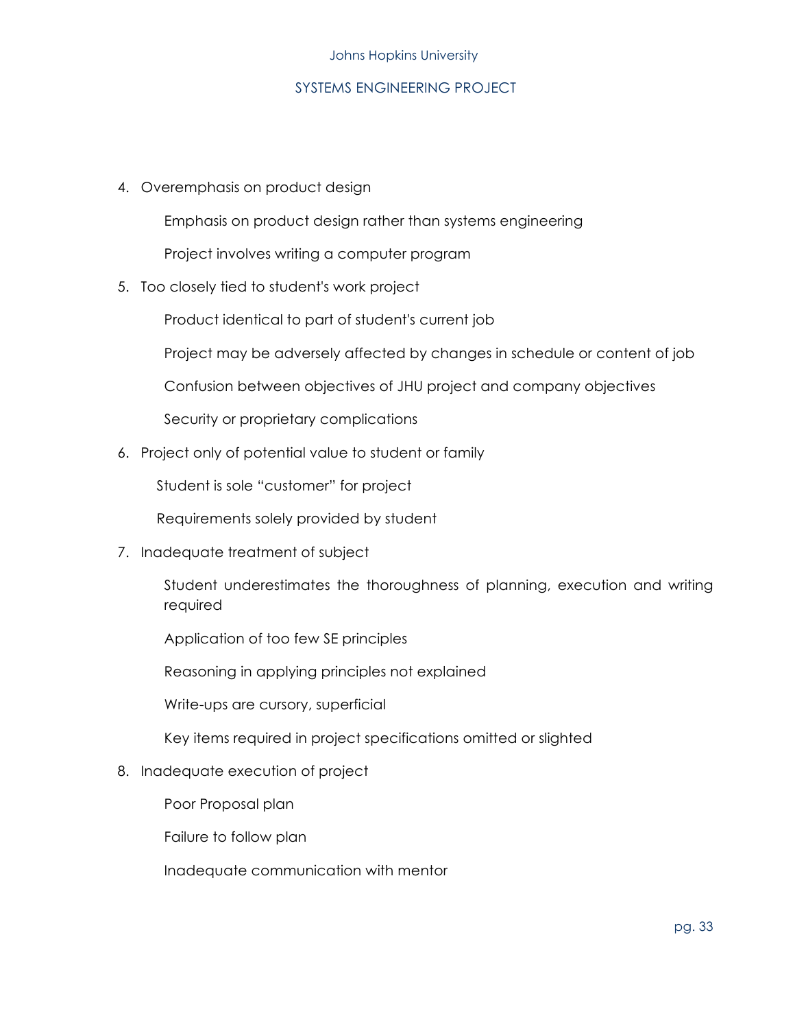4. Overemphasis on product design

   Emphasis on product design rather than systems engineering

   Project involves writing a computer program

5. Too closely tied to student's work project

   Product identical to part of student's current job

   Project may be adversely affected by changes in schedule or content of job

   Confusion between objectives of JHU project and company objectives

   Security or proprietary complications

6. Project only of potential value to student or family

   Student is sole "customer" for project

   Requirements solely provided by student

7. Inadequate treatment of subject

   Student underestimates the thoroughness of planning, execution and writing required

   Application of too few SE principles

   Reasoning in applying principles not explained

   Write-ups are cursory, superficial

   Key items required in project specifications omitted or slighted

8. Inadequate execution of project

   Poor Proposal plan

   Failure to follow plan

   Inadequate communication with mentor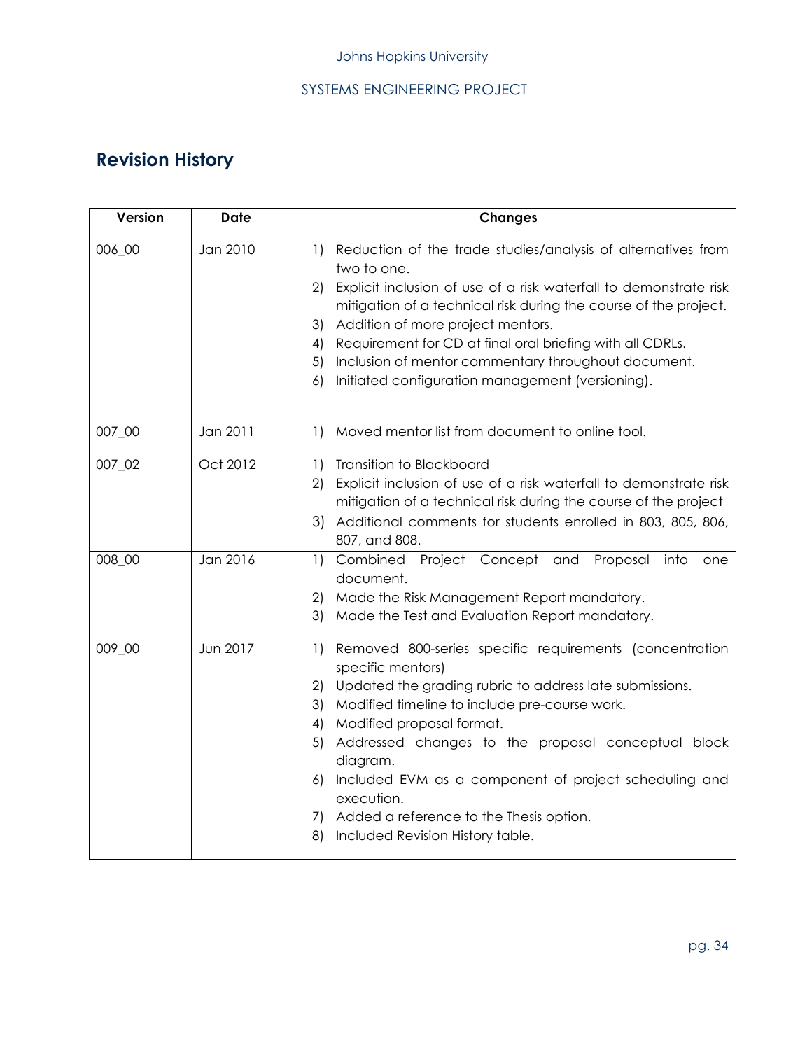## Revision History

| Version | Date | Changes |
|---|---|---|
| 006_00 | Jan 2010 | 1) Reduction of the trade studies/analysis of alternatives from two to one.<br>2) Explicit inclusion of use of a risk waterfall to demonstrate risk mitigation of a technical risk during the course of the project.<br>3) Addition of more project mentors.<br>4) Requirement for CD at final oral briefing with all CDRLs.<br>5) Inclusion of mentor commentary throughout document.<br>6) Initiated configuration management (versioning). |
| 007_00 | Jan 2011 | 1) Moved mentor list from document to online tool. |
| 007_02 | Oct 2012 | 1) Transition to Blackboard<br>2) Explicit inclusion of use of a risk waterfall to demonstrate risk mitigation of a technical risk during the course of the project<br>3) Additional comments for students enrolled in 803, 805, 806, 807, and 808. |
| 008_00 | Jan 2016 | 1) Combined Project Concept and Proposal into one document.<br>2) Made the Risk Management Report mandatory.<br>3) Made the Test and Evaluation Report mandatory. |
| 009_00 | Jun 2017 | 1) Removed 800-series specific requirements (concentration specific mentors)<br>2) Updated the grading rubric to address late submissions.<br>3) Modified timeline to include pre-course work.<br>4) Modified proposal format.<br>5) Addressed changes to the proposal conceptual block diagram.<br>6) Included EVM as a component of project scheduling and execution.<br>7) Added a reference to the Thesis option.<br>8) Included Revision History table. |